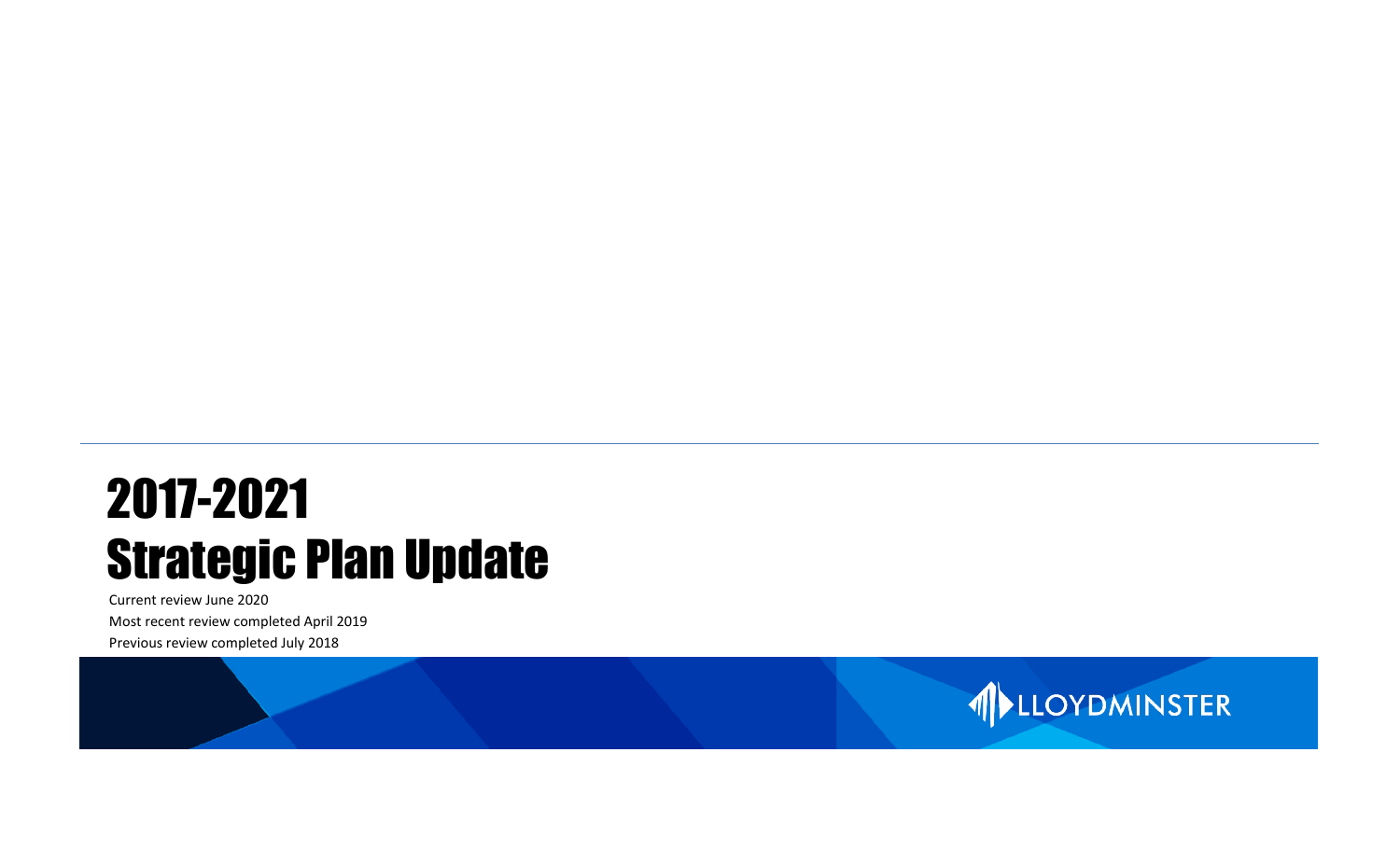# 2017-2021 Strategic Plan Update

Current review June 2020

Most recent review completed April 2019

Previous review completed July 2018

LLOYDMINSTER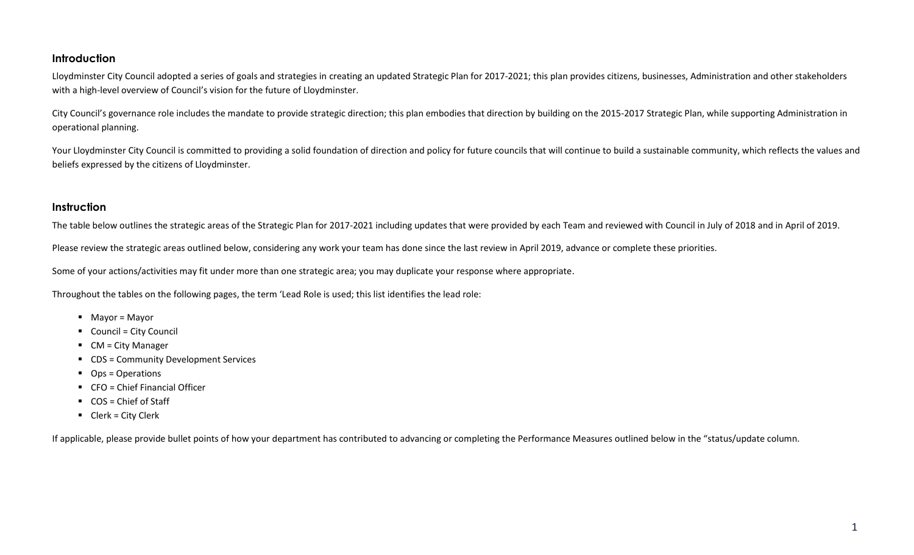## Introduction

Lloydminster City Council adopted a series of goals and strategies in creating an updated Strategic Plan for 2017-2021; this plan provides citizens, businesses, Administration and other stakeholders with a high-level overview of Council's vision for the future of Lloydminster.

City Council's governance role includes the mandate to provide strategic direction; this plan embodies that direction by building on the 2015-2017 Strategic Plan, while supporting Administration in operational planning.

Your Lloydminster City Council is committed to providing a solid foundation of direction and policy for future councils that will continue to build a sustainable community, which reflects the values and beliefs expressed by the citizens of Lloydminster.

## Instruction

The table below outlines the strategic areas of the Strategic Plan for 2017-2021 including updates that were provided by each Team and reviewed with Council in July of 2018 and in April of 2019.

Please review the strategic areas outlined below, considering any work your team has done since the last review in April 2019, advance or complete these priorities.

Some of your actions/activities may fit under more than one strategic area; you may duplicate your response where appropriate.

Throughout the tables on the following pages, the term 'Lead Role is used; this list identifies the lead role:

- Mayor = Mayor
- Council = City Council
- CM = City Manager
- CDS = Community Development Services
- Ops = Operations
- CFO = Chief Financial Officer
- COS = Chief of Staff
- Clerk = City Clerk

If applicable, please provide bullet points of how your department has contributed to advancing or completing the Performance Measures outlined below in the "status/update column.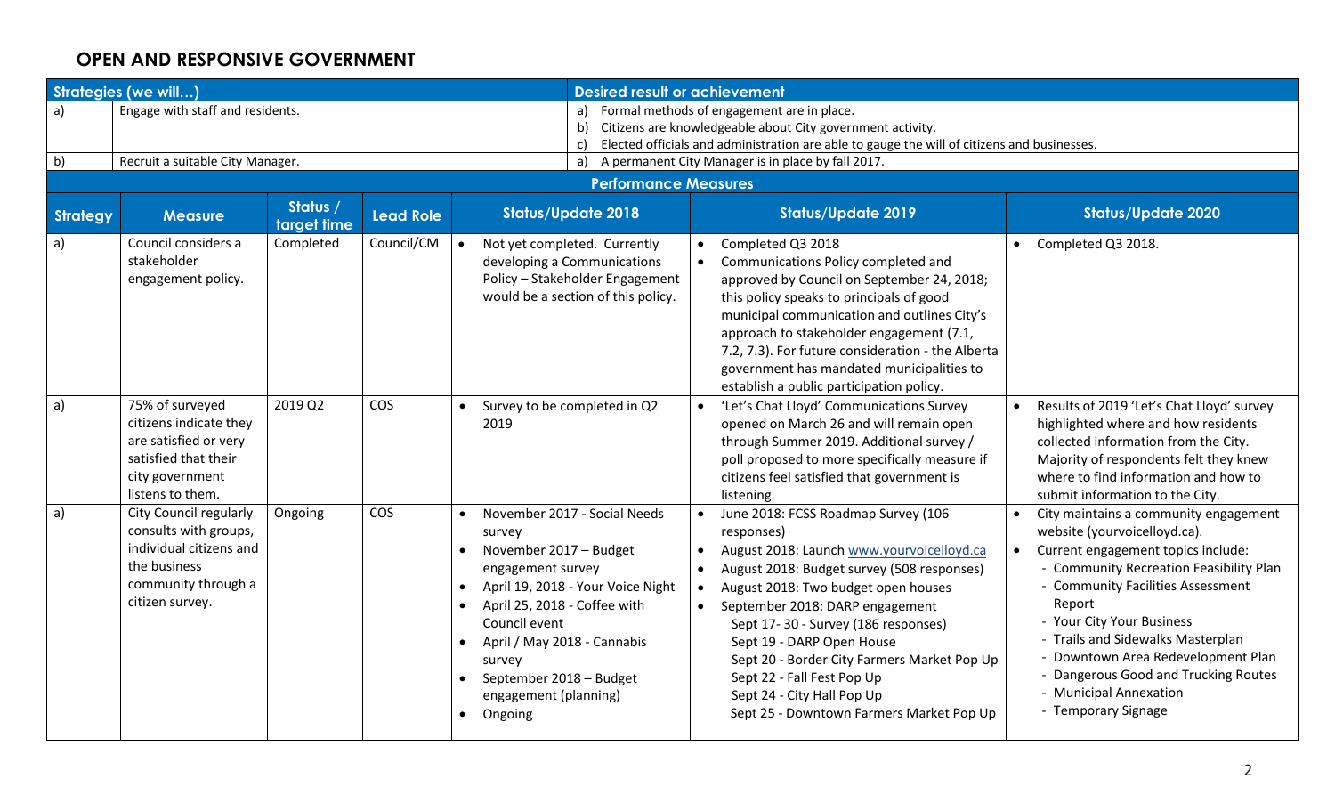## OPEN AND RESPONSIVE GOVERNMENT

| Strategies (we will…) | | Desired result or achievement |
|---|---|---|
| a) | Engage with staff and residents. | a) Formal methods of engagement are in place.<br>b) Citizens are knowledgeable about City government activity.<br>c) Elected officials and administration are able to gauge the will of citizens and businesses. |
| b) | Recruit a suitable City Manager. | a) A permanent City Manager is in place by fall 2017. |

**Performance Measures**

| Strategy | Measure | Status / target time | Lead Role | Status/Update 2018 | Status/Update 2019 | Status/Update 2020 |
|---|---|---|---|---|---|---|
| a) | Council considers a stakeholder engagement policy. | Completed | Council/CM | • Not yet completed. Currently developing a Communications Policy – Stakeholder Engagement would be a section of this policy. | • Completed Q3 2018<br>• Communications Policy completed and approved by Council on September 24, 2018; this policy speaks to principals of good municipal communication and outlines City's approach to stakeholder engagement (7.1, 7.2, 7.3). For future consideration - the Alberta government has mandated municipalities to establish a public participation policy. | • Completed Q3 2018. |
| a) | 75% of surveyed citizens indicate they are satisfied or very satisfied that their city government listens to them. | 2019 Q2 | COS | • Survey to be completed in Q2 2019 | • 'Let's Chat Lloyd' Communications Survey opened on March 26 and will remain open through Summer 2019. Additional survey / poll proposed to more specifically measure if citizens feel satisfied that government is listening. | • Results of 2019 'Let's Chat Lloyd' survey highlighted where and how residents collected information from the City. Majority of respondents felt they knew where to find information and how to submit information to the City. |
| a) | City Council regularly consults with groups, individual citizens and the business community through a citizen survey. | Ongoing | COS | • November 2017 - Social Needs survey<br>• November 2017 – Budget engagement survey<br>• April 19, 2018 - Your Voice Night<br>• April 25, 2018 - Coffee with Council event<br>• April / May 2018 - Cannabis survey<br>• September 2018 – Budget engagement (planning)<br>• Ongoing | • June 2018: FCSS Roadmap Survey (106 responses)<br>• August 2018: Launch www.yourvoicelloyd.ca<br>• August 2018: Budget survey (508 responses)<br>• August 2018: Two budget open houses<br>• September 2018: DARP engagement<br>Sept 17- 30 - Survey (186 responses)<br>Sept 19 - DARP Open House<br>Sept 20 - Border City Farmers Market Pop Up<br>Sept 22 - Fall Fest Pop Up<br>Sept 24 - City Hall Pop Up<br>Sept 25 - Downtown Farmers Market Pop Up | • City maintains a community engagement website (yourvoicelloyd.ca).<br>• Current engagement topics include:<br>- Community Recreation Feasibility Plan<br>- Community Facilities Assessment Report<br>- Your City Your Business<br>- Trails and Sidewalks Masterplan<br>- Downtown Area Redevelopment Plan<br>- Dangerous Good and Trucking Routes<br>- Municipal Annexation<br>- Temporary Signage |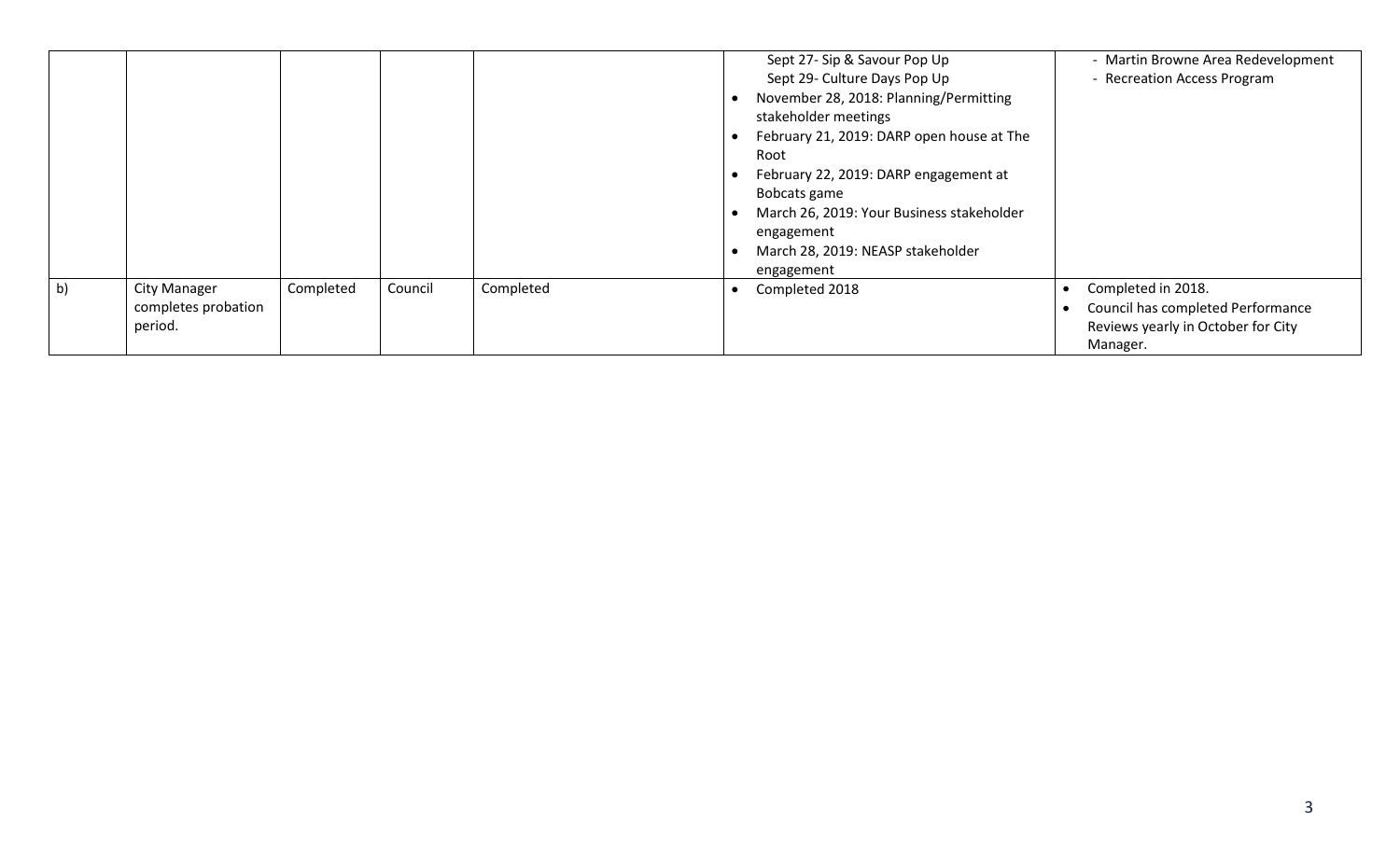| | | | | | | |
|---|---|---|---|---|---|---|
| | | | | | Sept 27- Sip & Savour Pop Up<br>Sept 29- Culture Days Pop Up<br>• November 28, 2018: Planning/Permitting stakeholder meetings<br>• February 21, 2019: DARP open house at The Root<br>• February 22, 2019: DARP engagement at Bobcats game<br>• March 26, 2019: Your Business stakeholder engagement<br>• March 28, 2019: NEASP stakeholder engagement | - Martin Browne Area Redevelopment<br>- Recreation Access Program |
| b) | City Manager completes probation period. | Completed | Council | Completed | • Completed 2018 | • Completed in 2018.<br>• Council has completed Performance Reviews yearly in October for City Manager. |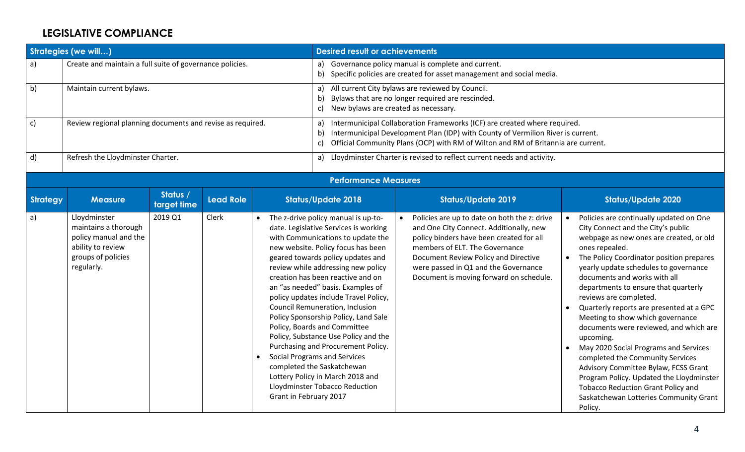## LEGISLATIVE COMPLIANCE

| Strategies (we will…) | | Desired result or achievements |
|---|---|---|
| a) | Create and maintain a full suite of governance policies. | a) Governance policy manual is complete and current.<br>b) Specific policies are created for asset management and social media. |
| b) | Maintain current bylaws. | a) All current City bylaws are reviewed by Council.<br>b) Bylaws that are no longer required are rescinded.<br>c) New bylaws are created as necessary. |
| c) | Review regional planning documents and revise as required. | a) Intermunicipal Collaboration Frameworks (ICF) are created where required.<br>b) Intermunicipal Development Plan (IDP) with County of Vermilion River is current.<br>c) Official Community Plans (OCP) with RM of Wilton and RM of Britannia are current. |
| d) | Refresh the Lloydminster Charter. | a) Lloydminster Charter is revised to reflect current needs and activity. |

**Performance Measures**

| Strategy | Measure | Status / target time | Lead Role | Status/Update 2018 | Status/Update 2019 | Status/Update 2020 |
|---|---|---|---|---|---|---|
| a) | Lloydminster maintains a thorough policy manual and the ability to review groups of policies regularly. | 2019 Q1 | Clerk | • The z-drive policy manual is up-to-date. Legislative Services is working with Communications to update the new website. Policy focus has been geared towards policy updates and review while addressing new policy creation has been reactive and on an "as needed" basis. Examples of policy updates include Travel Policy, Council Remuneration, Inclusion Policy Sponsorship Policy, Land Sale Policy, Boards and Committee Policy, Substance Use Policy and the Purchasing and Procurement Policy.<br>• Social Programs and Services completed the Saskatchewan Lottery Policy in March 2018 and Lloydminster Tobacco Reduction Grant in February 2017 | • Policies are up to date on both the z: drive and One City Connect. Additionally, new policy binders have been created for all members of ELT. The Governance Document Review Policy and Directive were passed in Q1 and the Governance Document is moving forward on schedule. | • Policies are continually updated on One City Connect and the City's public webpage as new ones are created, or old ones repealed.<br>• The Policy Coordinator position prepares yearly update schedules to governance documents and works with all departments to ensure that quarterly reviews are completed.<br>• Quarterly reports are presented at a GPC Meeting to show which governance documents were reviewed, and which are upcoming.<br>• May 2020 Social Programs and Services completed the Community Services Advisory Committee Bylaw, FCSS Grant Program Policy. Updated the Lloydminster Tobacco Reduction Grant Policy and Saskatchewan Lotteries Community Grant Policy. |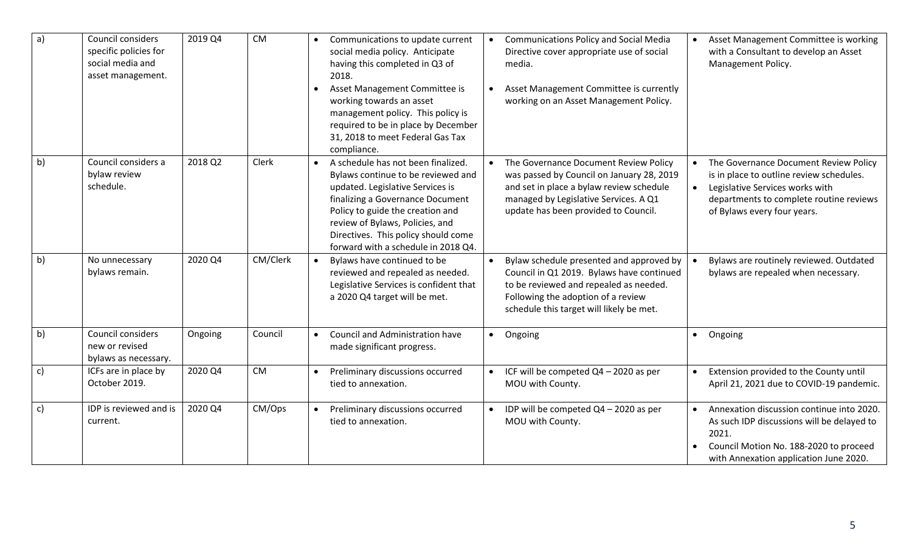| a) | Council considers specific policies for social media and asset management. | 2019 Q4 | CM | • Communications to update current social media policy. Anticipate having this completed in Q3 of 2018.<br>• Asset Management Committee is working towards an asset management policy. This policy is required to be in place by December 31, 2018 to meet Federal Gas Tax compliance. | • Communications Policy and Social Media Directive cover appropriate use of social media.<br>• Asset Management Committee is currently working on an Asset Management Policy. | • Asset Management Committee is working with a Consultant to develop an Asset Management Policy. |
|---|---|---|---|---|---|---|
| b) | Council considers a bylaw review schedule. | 2018 Q2 | Clerk | • A schedule has not been finalized. Bylaws continue to be reviewed and updated. Legislative Services is finalizing a Governance Document Policy to guide the creation and review of Bylaws, Policies, and Directives. This policy should come forward with a schedule in 2018 Q4. | • The Governance Document Review Policy was passed by Council on January 28, 2019 and set in place a bylaw review schedule managed by Legislative Services. A Q1 update has been provided to Council. | • The Governance Document Review Policy is in place to outline review schedules.<br>• Legislative Services works with departments to complete routine reviews of Bylaws every four years. |
| b) | No unnecessary bylaws remain. | 2020 Q4 | CM/Clerk | • Bylaws have continued to be reviewed and repealed as needed. Legislative Services is confident that a 2020 Q4 target will be met. | • Bylaw schedule presented and approved by Council in Q1 2019. Bylaws have continued to be reviewed and repealed as needed. Following the adoption of a review schedule this target will likely be met. | • Bylaws are routinely reviewed. Outdated bylaws are repealed when necessary. |
| b) | Council considers new or revised bylaws as necessary. | Ongoing | Council | • Council and Administration have made significant progress. | • Ongoing | • Ongoing |
| c) | ICFs are in place by October 2019. | 2020 Q4 | CM | • Preliminary discussions occurred tied to annexation. | • ICF will be competed Q4 – 2020 as per MOU with County. | • Extension provided to the County until April 21, 2021 due to COVID-19 pandemic. |
| c) | IDP is reviewed and is current. | 2020 Q4 | CM/Ops | • Preliminary discussions occurred tied to annexation. | • IDP will be competed Q4 – 2020 as per MOU with County. | • Annexation discussion continue into 2020. As such IDP discussions will be delayed to 2021.<br>• Council Motion No. 188-2020 to proceed with Annexation application June 2020. |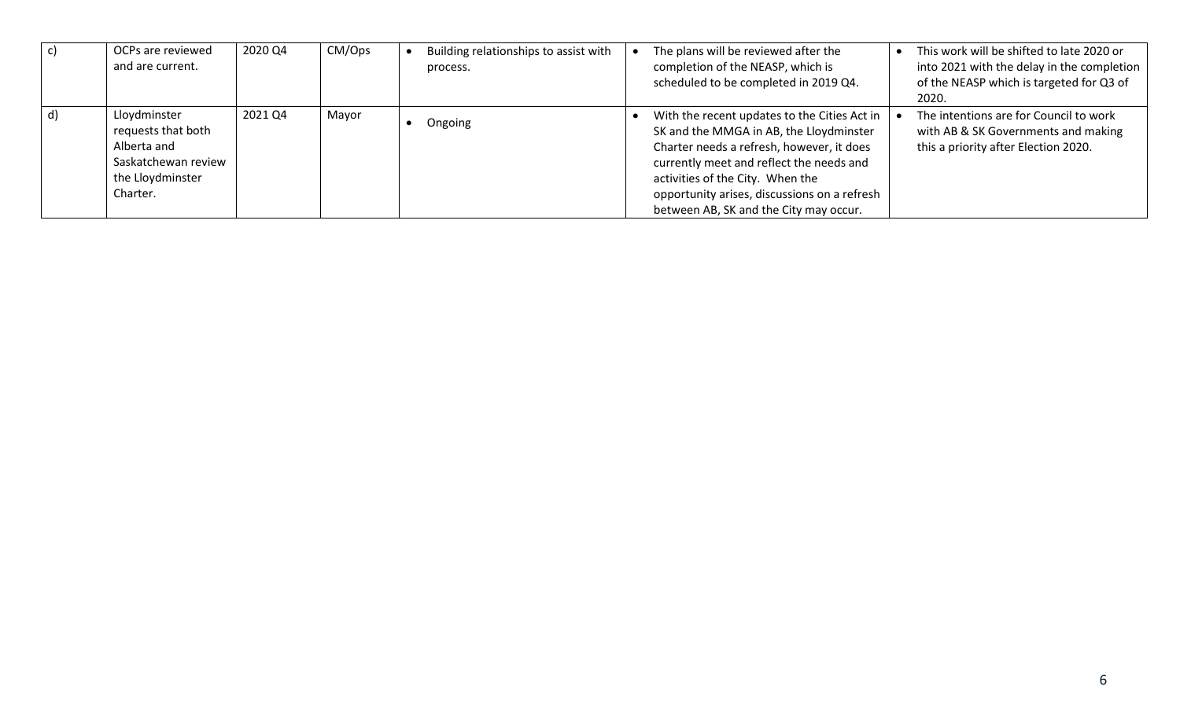| c) | OCPs are reviewed and are current. | 2020 Q4 | CM/Ops | • Building relationships to assist with process. | • The plans will be reviewed after the completion of the NEASP, which is scheduled to be completed in 2019 Q4. | • This work will be shifted to late 2020 or into 2021 with the delay in the completion of the NEASP which is targeted for Q3 of 2020. |
|---|---|---|---|---|---|---|
| d) | Lloydminster requests that both Alberta and Saskatchewan review the Lloydminster Charter. | 2021 Q4 | Mayor | • Ongoing | • With the recent updates to the Cities Act in SK and the MMGA in AB, the Lloydminster Charter needs a refresh, however, it does currently meet and reflect the needs and activities of the City. When the opportunity arises, discussions on a refresh between AB, SK and the City may occur. | • The intentions are for Council to work with AB & SK Governments and making this a priority after Election 2020. |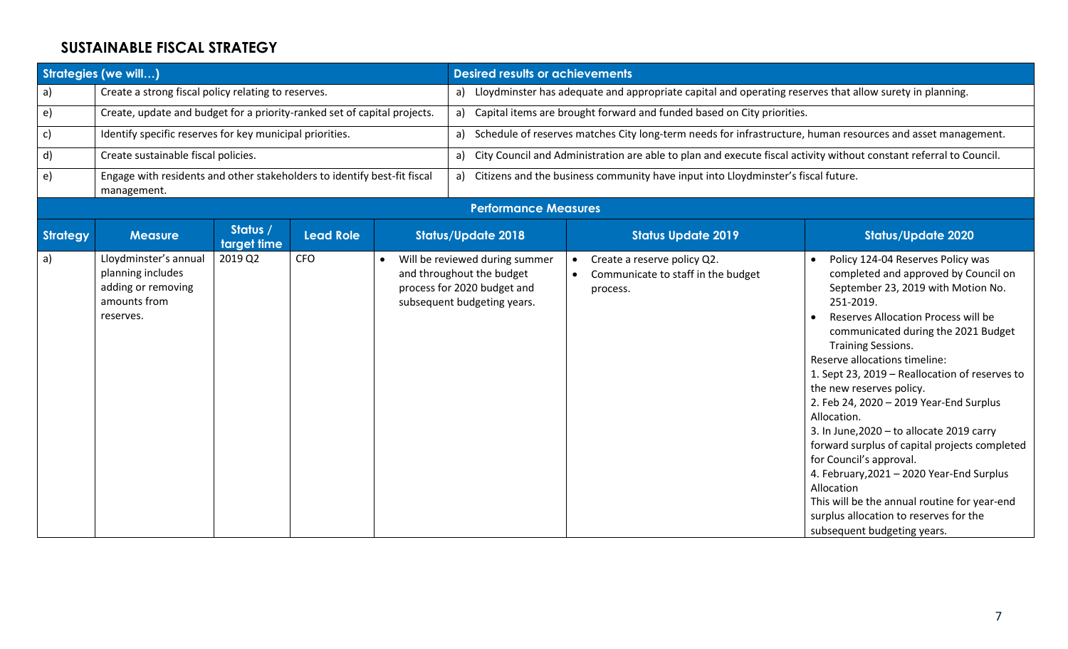## SUSTAINABLE FISCAL STRATEGY

| Strategies (we will…) | | Desired results or achievements |
|---|---|---|
| a) | Create a strong fiscal policy relating to reserves. | a) Lloydminster has adequate and appropriate capital and operating reserves that allow surety in planning. |
| e) | Create, update and budget for a priority-ranked set of capital projects. | a) Capital items are brought forward and funded based on City priorities. |
| c) | Identify specific reserves for key municipal priorities. | a) Schedule of reserves matches City long-term needs for infrastructure, human resources and asset management. |
| d) | Create sustainable fiscal policies. | a) City Council and Administration are able to plan and execute fiscal activity without constant referral to Council. |
| e) | Engage with residents and other stakeholders to identify best-fit fiscal management. | a) Citizens and the business community have input into Lloydminster's fiscal future. |

**Performance Measures**

| Strategy | Measure | Status / target time | Lead Role | Status/Update 2018 | Status Update 2019 | Status/Update 2020 |
|---|---|---|---|---|---|---|
| a) | Lloydminster's annual planning includes adding or removing amounts from reserves. | 2019 Q2 | CFO | • Will be reviewed during summer and throughout the budget process for 2020 budget and subsequent budgeting years. | • Create a reserve policy Q2.<br>• Communicate to staff in the budget process. | • Policy 124-04 Reserves Policy was completed and approved by Council on September 23, 2019 with Motion No. 251-2019.<br>• Reserves Allocation Process will be communicated during the 2021 Budget Training Sessions.<br>Reserve allocations timeline:<br>1. Sept 23, 2019 – Reallocation of reserves to the new reserves policy.<br>2. Feb 24, 2020 – 2019 Year-End Surplus Allocation.<br>3. In June,2020 – to allocate 2019 carry forward surplus of capital projects completed for Council's approval.<br>4. February,2021 – 2020 Year-End Surplus Allocation<br>This will be the annual routine for year-end surplus allocation to reserves for the subsequent budgeting years. |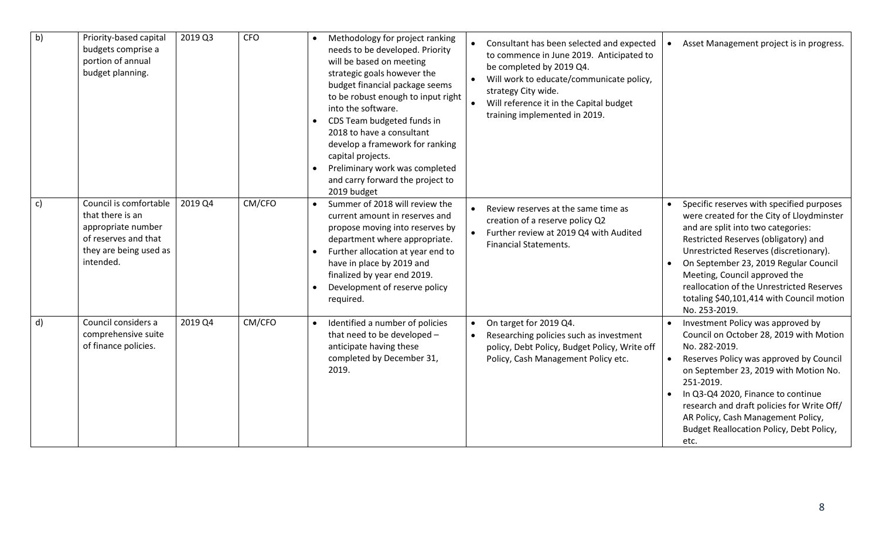| | | | | | | |
|---|---|---|---|---|---|---|
| b) | Priority-based capital budgets comprise a portion of annual budget planning. | 2019 Q3 | CFO | • Methodology for project ranking needs to be developed. Priority will be based on meeting strategic goals however the budget financial package seems to be robust enough to input right into the software.<br>• CDS Team budgeted funds in 2018 to have a consultant develop a framework for ranking capital projects.<br>• Preliminary work was completed and carry forward the project to 2019 budget | • Consultant has been selected and expected to commence in June 2019. Anticipated to be completed by 2019 Q4.<br>• Will work to educate/communicate policy, strategy City wide.<br>• Will reference it in the Capital budget training implemented in 2019. | • Asset Management project is in progress. |
| c) | Council is comfortable that there is an appropriate number of reserves and that they are being used as intended. | 2019 Q4 | CM/CFO | • Summer of 2018 will review the current amount in reserves and propose moving into reserves by department where appropriate.<br>• Further allocation at year end to have in place by 2019 and finalized by year end 2019.<br>• Development of reserve policy required. | • Review reserves at the same time as creation of a reserve policy Q2<br>• Further review at 2019 Q4 with Audited Financial Statements. | • Specific reserves with specified purposes were created for the City of Lloydminster and are split into two categories: Restricted Reserves (obligatory) and Unrestricted Reserves (discretionary).<br>• On September 23, 2019 Regular Council Meeting, Council approved the reallocation of the Unrestricted Reserves totaling $40,101,414 with Council motion No. 253-2019. |
| d) | Council considers a comprehensive suite of finance policies. | 2019 Q4 | CM/CFO | • Identified a number of policies that need to be developed – anticipate having these completed by December 31, 2019. | • On target for 2019 Q4.<br>• Researching policies such as investment policy, Debt Policy, Budget Policy, Write off Policy, Cash Management Policy etc. | • Investment Policy was approved by Council on October 28, 2019 with Motion No. 282-2019.<br>• Reserves Policy was approved by Council on September 23, 2019 with Motion No. 251-2019.<br>• In Q3-Q4 2020, Finance to continue research and draft policies for Write Off/ AR Policy, Cash Management Policy, Budget Reallocation Policy, Debt Policy, etc. |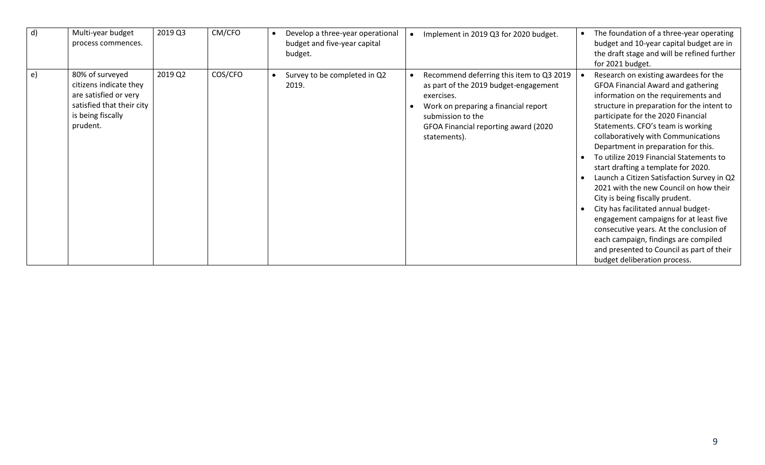| d) | Multi-year budget process commences. | 2019 Q3 | CM/CFO | • Develop a three-year operational budget and five-year capital budget. | • Implement in 2019 Q3 for 2020 budget. | • The foundation of a three-year operating budget and 10-year capital budget are in the draft stage and will be refined further for 2021 budget. |
|---|---|---|---|---|---|---|
| e) | 80% of surveyed citizens indicate they are satisfied or very satisfied that their city is being fiscally prudent. | 2019 Q2 | COS/CFO | • Survey to be completed in Q2 2019. | • Recommend deferring this item to Q3 2019 as part of the 2019 budget-engagement exercises.<br>• Work on preparing a financial report submission to the GFOA Financial reporting award (2020 statements). | • Research on existing awardees for the GFOA Financial Award and gathering information on the requirements and structure in preparation for the intent to participate for the 2020 Financial Statements. CFO's team is working collaboratively with Communications Department in preparation for this.<br>• To utilize 2019 Financial Statements to start drafting a template for 2020.<br>• Launch a Citizen Satisfaction Survey in Q2 2021 with the new Council on how their City is being fiscally prudent.<br>• City has facilitated annual budget-engagement campaigns for at least five consecutive years. At the conclusion of each campaign, findings are compiled and presented to Council as part of their budget deliberation process. |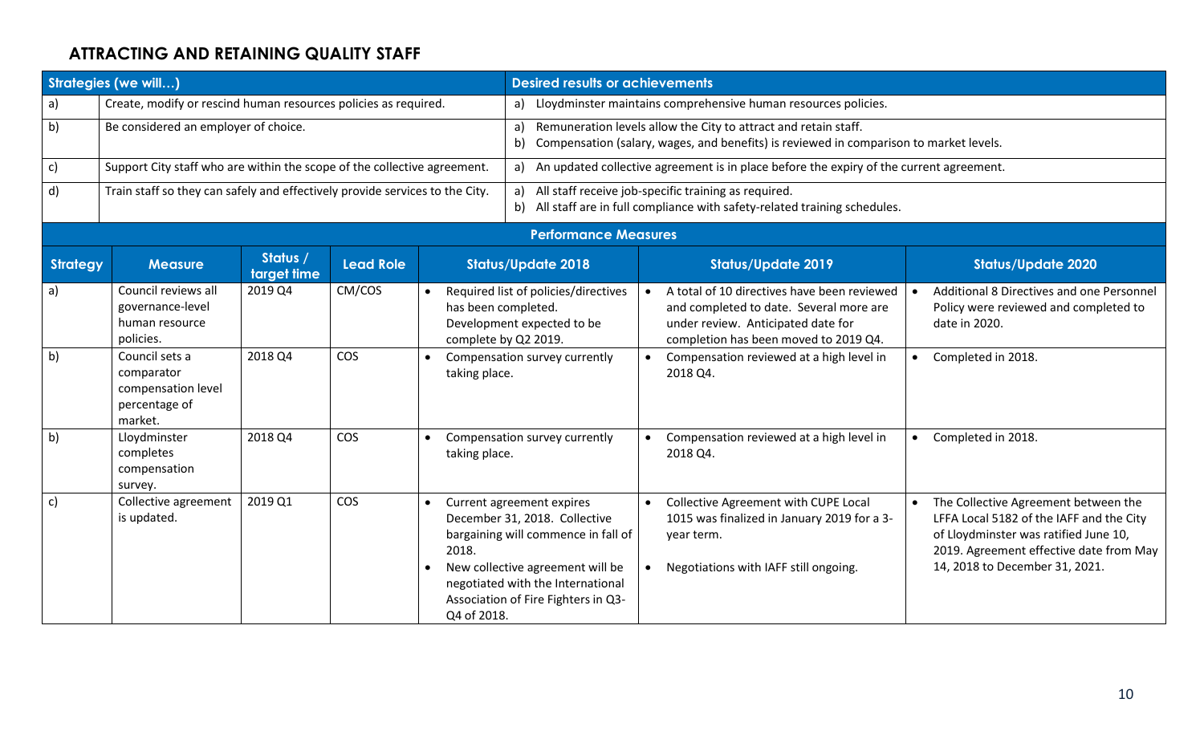## ATTRACTING AND RETAINING QUALITY STAFF

| Strategies (we will…) | | Desired results or achievements |
|---|---|---|
| a) | Create, modify or rescind human resources policies as required. | a) Lloydminster maintains comprehensive human resources policies. |
| b) | Be considered an employer of choice. | a) Remuneration levels allow the City to attract and retain staff.<br>b) Compensation (salary, wages, and benefits) is reviewed in comparison to market levels. |
| c) | Support City staff who are within the scope of the collective agreement. | a) An updated collective agreement is in place before the expiry of the current agreement. |
| d) | Train staff so they can safely and effectively provide services to the City. | a) All staff receive job-specific training as required.<br>b) All staff are in full compliance with safety-related training schedules. |

**Performance Measures**

| Strategy | Measure | Status / target time | Lead Role | Status/Update 2018 | Status/Update 2019 | Status/Update 2020 |
|---|---|---|---|---|---|---|
| a) | Council reviews all governance-level human resource policies. | 2019 Q4 | CM/COS | • Required list of policies/directives has been completed. Development expected to be complete by Q2 2019. | • A total of 10 directives have been reviewed and completed to date. Several more are under review. Anticipated date for completion has been moved to 2019 Q4. | • Additional 8 Directives and one Personnel Policy were reviewed and completed to date in 2020. |
| b) | Council sets a comparator compensation level percentage of market. | 2018 Q4 | COS | • Compensation survey currently taking place. | • Compensation reviewed at a high level in 2018 Q4. | • Completed in 2018. |
| b) | Lloydminster completes compensation survey. | 2018 Q4 | COS | • Compensation survey currently taking place. | • Compensation reviewed at a high level in 2018 Q4. | • Completed in 2018. |
| c) | Collective agreement is updated. | 2019 Q1 | COS | • Current agreement expires December 31, 2018. Collective bargaining will commence in fall of 2018.<br>• New collective agreement will be negotiated with the International Association of Fire Fighters in Q3-Q4 of 2018. | • Collective Agreement with CUPE Local 1015 was finalized in January 2019 for a 3-year term.<br>• Negotiations with IAFF still ongoing. | • The Collective Agreement between the LFFA Local 5182 of the IAFF and the City of Lloydminster was ratified June 10, 2019. Agreement effective date from May 14, 2018 to December 31, 2021. |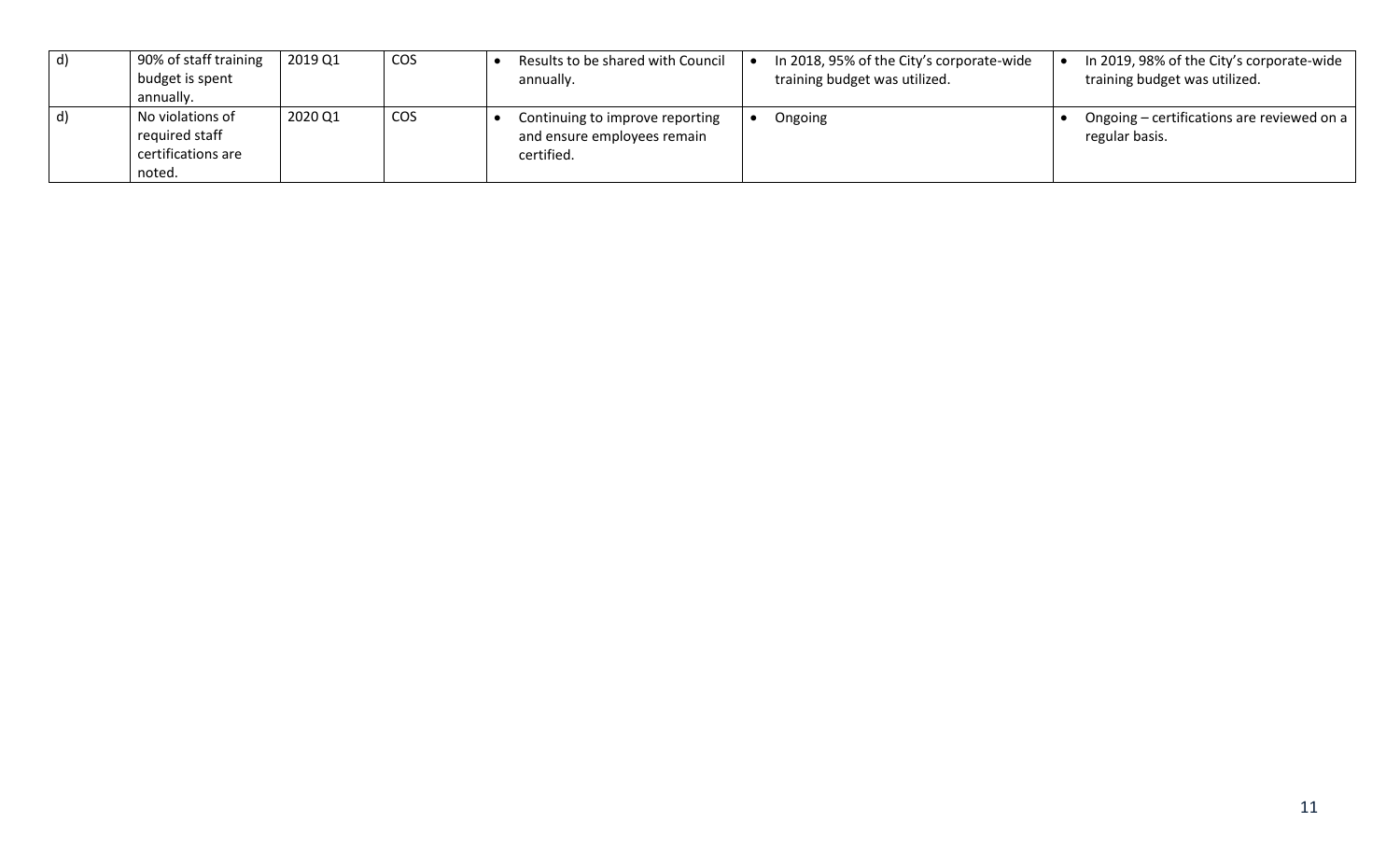| | | | | | | |
|---|---|---|---|---|---|---|
| d) | 90% of staff training budget is spent annually. | 2019 Q1 | COS | • Results to be shared with Council annually. | • In 2018, 95% of the City's corporate-wide training budget was utilized. | • In 2019, 98% of the City's corporate-wide training budget was utilized. |
| d) | No violations of required staff certifications are noted. | 2020 Q1 | COS | • Continuing to improve reporting and ensure employees remain certified. | • Ongoing | • Ongoing – certifications are reviewed on a regular basis. |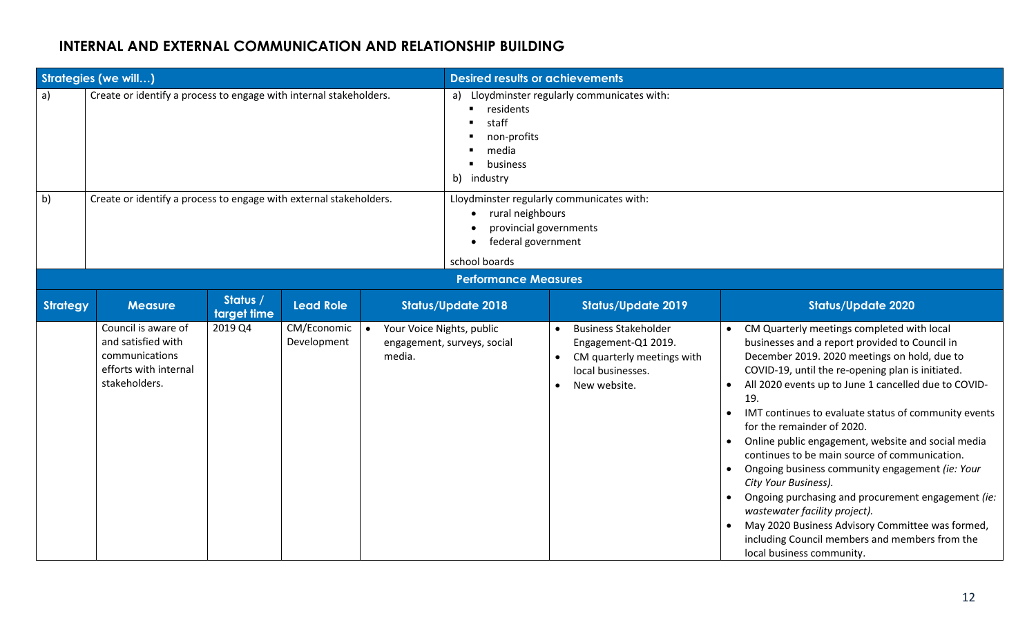## INTERNAL AND EXTERNAL COMMUNICATION AND RELATIONSHIP BUILDING

| Strategies (we will…) | | Desired results or achievements |
|---|---|---|
| a) | Create or identify a process to engage with internal stakeholders. | a) Lloydminster regularly communicates with:<br>▪ residents<br>▪ staff<br>▪ non-profits<br>▪ media<br>▪ business<br>b) industry |
| b) | Create or identify a process to engage with external stakeholders. | Lloydminster regularly communicates with:<br>• rural neighbours<br>• provincial governments<br>• federal government<br><br>school boards |

**Performance Measures**

| Strategy | Measure | Status / target time | Lead Role | Status/Update 2018 | Status/Update 2019 | Status/Update 2020 |
|---|---|---|---|---|---|---|
| | Council is aware of and satisfied with communications efforts with internal stakeholders. | 2019 Q4 | CM/Economic Development | • Your Voice Nights, public engagement, surveys, social media. | • Business Stakeholder Engagement-Q1 2019.<br>• CM quarterly meetings with local businesses.<br>• New website. | • CM Quarterly meetings completed with local businesses and a report provided to Council in December 2019. 2020 meetings on hold, due to COVID-19, until the re-opening plan is initiated.<br>• All 2020 events up to June 1 cancelled due to COVID-19.<br>• IMT continues to evaluate status of community events for the remainder of 2020.<br>• Online public engagement, website and social media continues to be main source of communication.<br>• Ongoing business community engagement *(ie: Your City Your Business).*<br>• Ongoing purchasing and procurement engagement *(ie: wastewater facility project).*<br>• May 2020 Business Advisory Committee was formed, including Council members and members from the local business community. |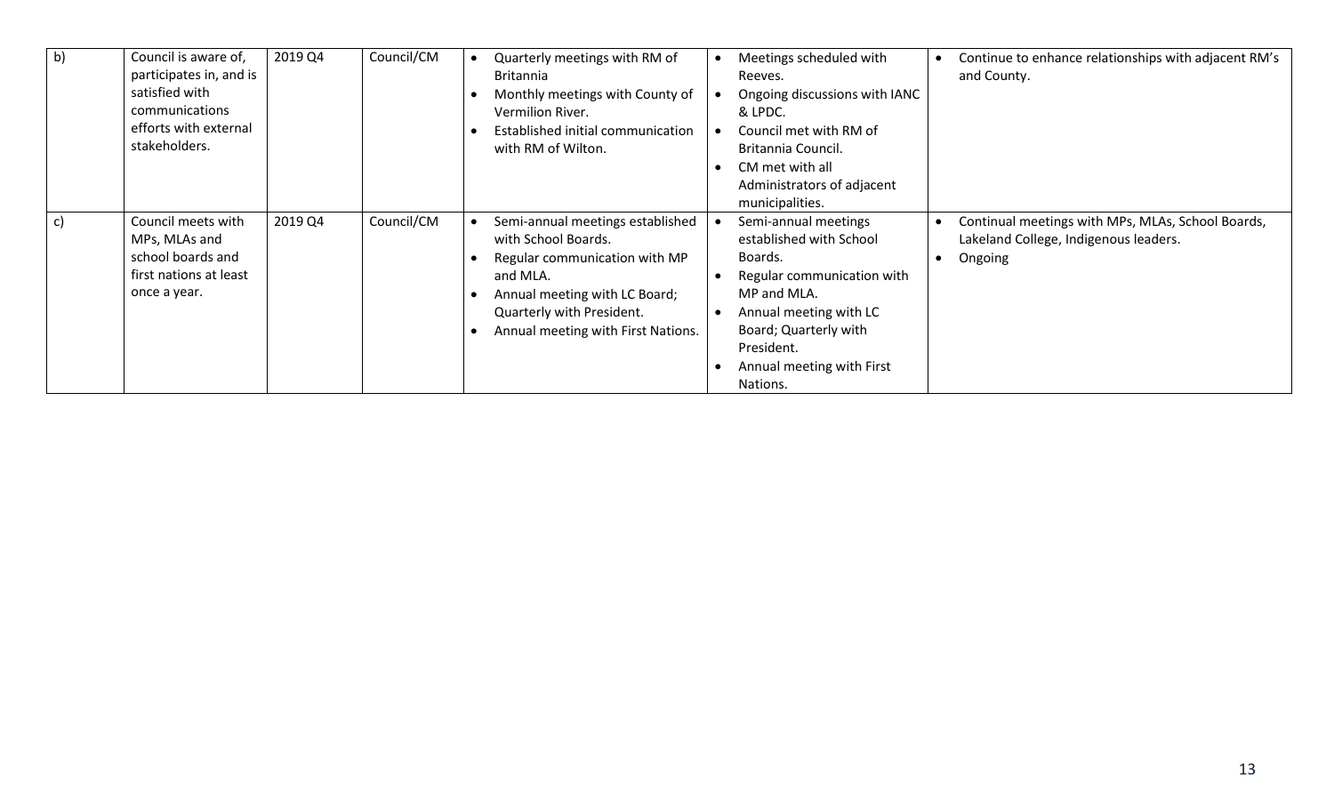| | | | | | | |
|---|---|---|---|---|---|---|
| b) | Council is aware of, participates in, and is satisfied with communications efforts with external stakeholders. | 2019 Q4 | Council/CM | • Quarterly meetings with RM of Britannia<br>• Monthly meetings with County of Vermilion River.<br>• Established initial communication with RM of Wilton. | • Meetings scheduled with Reeves.<br>• Ongoing discussions with IANC & LPDC.<br>• Council met with RM of Britannia Council.<br>• CM met with all Administrators of adjacent municipalities. | • Continue to enhance relationships with adjacent RM's and County. |
| c) | Council meets with MPs, MLAs and school boards and first nations at least once a year. | 2019 Q4 | Council/CM | • Semi-annual meetings established with School Boards.<br>• Regular communication with MP and MLA.<br>• Annual meeting with LC Board; Quarterly with President.<br>• Annual meeting with First Nations. | • Semi-annual meetings established with School Boards.<br>• Regular communication with MP and MLA.<br>• Annual meeting with LC Board; Quarterly with President.<br>• Annual meeting with First Nations. | • Continual meetings with MPs, MLAs, School Boards, Lakeland College, Indigenous leaders.<br>• Ongoing |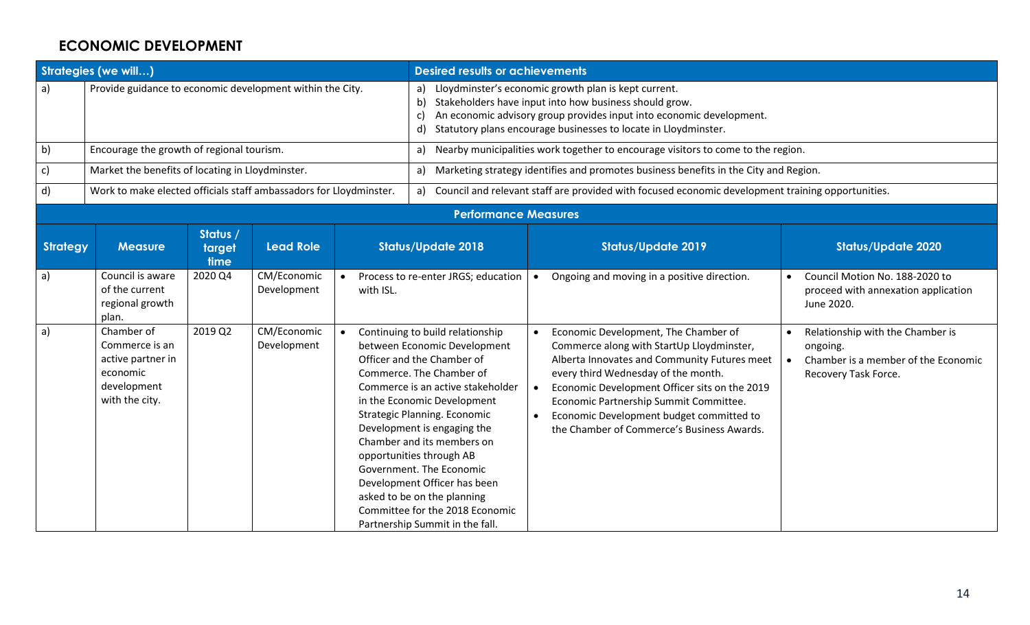## ECONOMIC DEVELOPMENT

| Strategies (we will…) | | Desired results or achievements |
|---|---|---|
| a) | Provide guidance to economic development within the City. | a) Lloydminster's economic growth plan is kept current.<br>b) Stakeholders have input into how business should grow.<br>c) An economic advisory group provides input into economic development.<br>d) Statutory plans encourage businesses to locate in Lloydminster. |
| b) | Encourage the growth of regional tourism. | a) Nearby municipalities work together to encourage visitors to come to the region. |
| c) | Market the benefits of locating in Lloydminster. | a) Marketing strategy identifies and promotes business benefits in the City and Region. |
| d) | Work to make elected officials staff ambassadors for Lloydminster. | a) Council and relevant staff are provided with focused economic development training opportunities. |

**Performance Measures**

| Strategy | Measure | Status / target time | Lead Role | Status/Update 2018 | Status/Update 2019 | Status/Update 2020 |
|---|---|---|---|---|---|---|
| a) | Council is aware of the current regional growth plan. | 2020 Q4 | CM/Economic Development | • Process to re-enter JRGS; education with ISL. | • Ongoing and moving in a positive direction. | • Council Motion No. 188-2020 to proceed with annexation application June 2020. |
| a) | Chamber of Commerce is an active partner in economic development with the city. | 2019 Q2 | CM/Economic Development | • Continuing to build relationship between Economic Development Officer and the Chamber of Commerce. The Chamber of Commerce is an active stakeholder in the Economic Development Strategic Planning. Economic Development is engaging the Chamber and its members on opportunities through AB Government. The Economic Development Officer has been asked to be on the planning Committee for the 2018 Economic Partnership Summit in the fall. | • Economic Development, The Chamber of Commerce along with StartUp Lloydminster, Alberta Innovates and Community Futures meet every third Wednesday of the month.<br>• Economic Development Officer sits on the 2019 Economic Partnership Summit Committee.<br>• Economic Development budget committed to the Chamber of Commerce's Business Awards. | • Relationship with the Chamber is ongoing.<br>• Chamber is a member of the Economic Recovery Task Force. |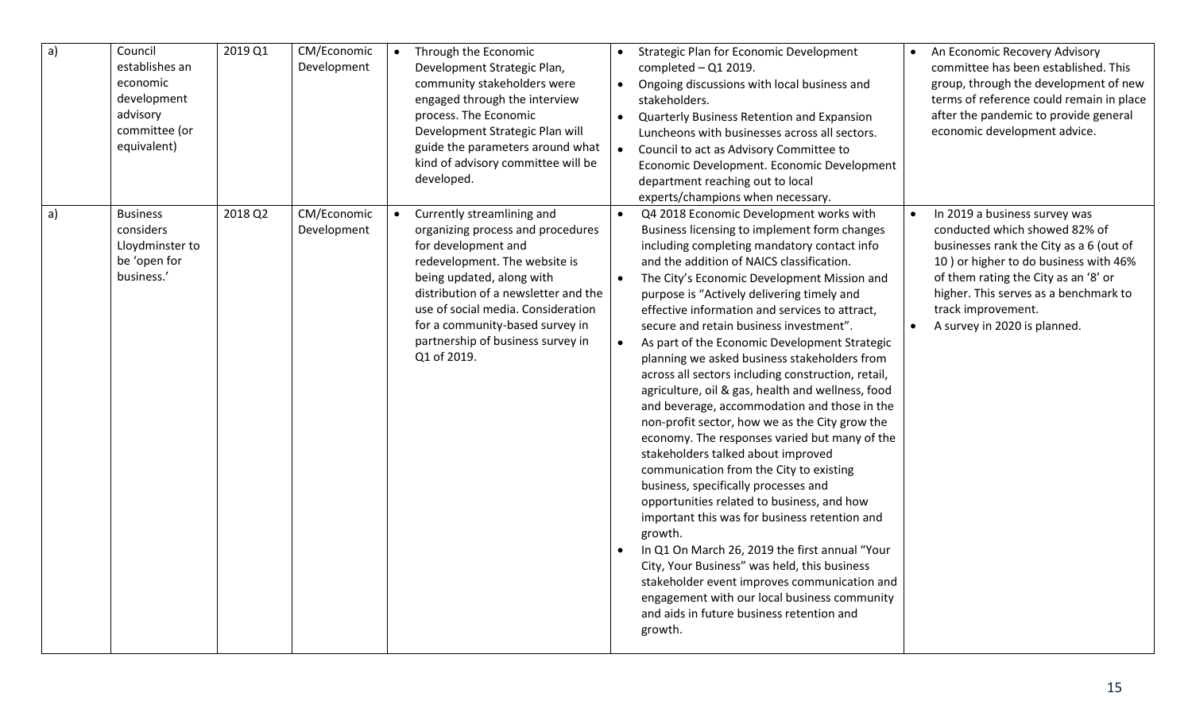| a) | Council establishes an economic development advisory committee (or equivalent) | 2019 Q1 | CM/Economic Development | • Through the Economic Development Strategic Plan, community stakeholders were engaged through the interview process. The Economic Development Strategic Plan will guide the parameters around what kind of advisory committee will be developed. | • Strategic Plan for Economic Development completed – Q1 2019.<br>• Ongoing discussions with local business and stakeholders.<br>• Quarterly Business Retention and Expansion Luncheons with businesses across all sectors.<br>• Council to act as Advisory Committee to Economic Development. Economic Development department reaching out to local experts/champions when necessary. | • An Economic Recovery Advisory committee has been established. This group, through the development of new terms of reference could remain in place after the pandemic to provide general economic development advice. |
|---|---|---|---|---|---|---|
| a) | Business considers Lloydminster to be 'open for business.' | 2018 Q2 | CM/Economic Development | • Currently streamlining and organizing process and procedures for development and redevelopment. The website is being updated, along with distribution of a newsletter and the use of social media. Consideration for a community-based survey in partnership of business survey in Q1 of 2019. | • Q4 2018 Economic Development works with Business licensing to implement form changes including completing mandatory contact info and the addition of NAICS classification.<br>• The City's Economic Development Mission and purpose is "Actively delivering timely and effective information and services to attract, secure and retain business investment".<br>• As part of the Economic Development Strategic planning we asked business stakeholders from across all sectors including construction, retail, agriculture, oil & gas, health and wellness, food and beverage, accommodation and those in the non-profit sector, how we as the City grow the economy. The responses varied but many of the stakeholders talked about improved communication from the City to existing business, specifically processes and opportunities related to business, and how important this was for business retention and growth.<br>• In Q1 On March 26, 2019 the first annual "Your City, Your Business" was held, this business stakeholder event improves communication and engagement with our local business community and aids in future business retention and growth. | • In 2019 a business survey was conducted which showed 82% of businesses rank the City as a 6 (out of 10 ) or higher to do business with 46% of them rating the City as an '8' or higher. This serves as a benchmark to track improvement.<br>• A survey in 2020 is planned. |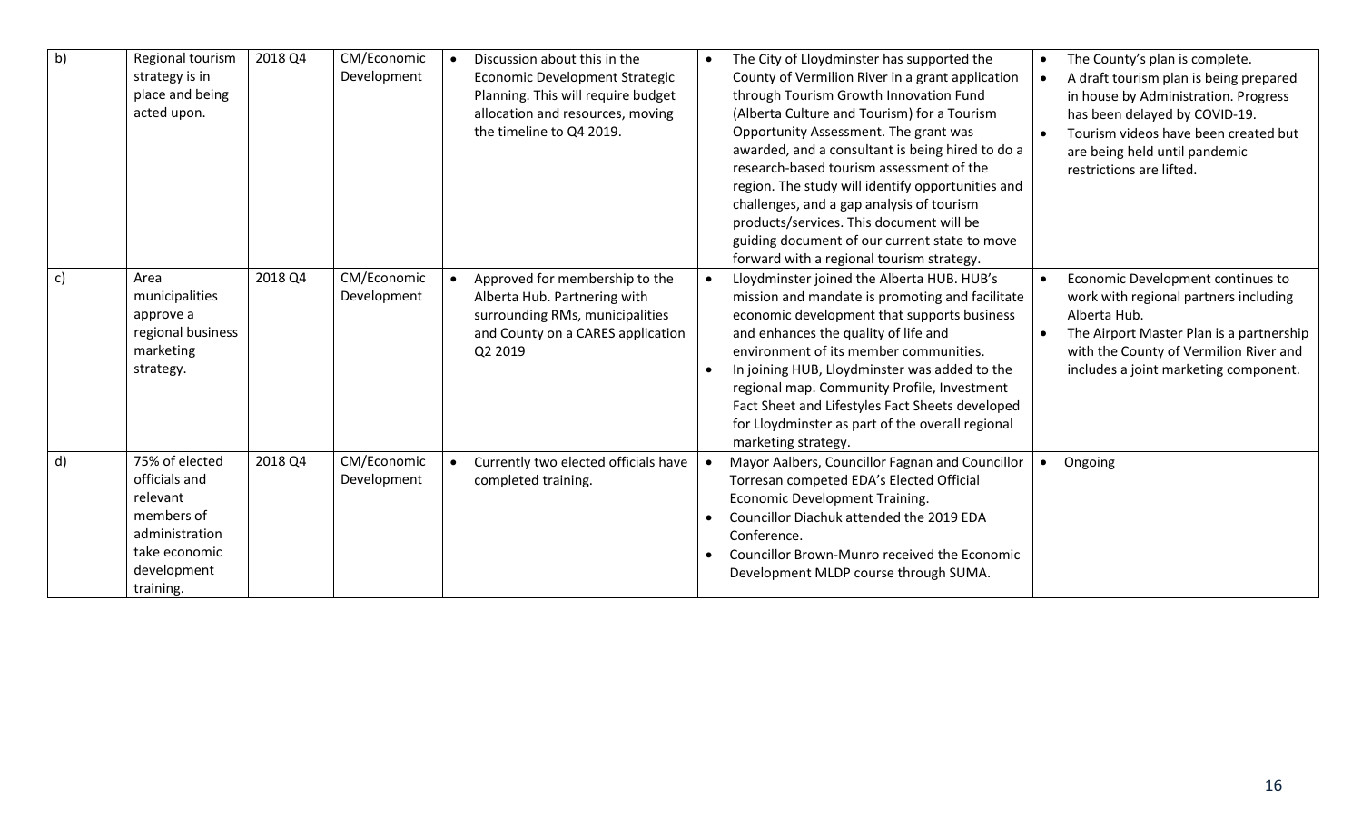| b) | Regional tourism strategy is in place and being acted upon. | 2018 Q4 | CM/Economic Development | • Discussion about this in the Economic Development Strategic Planning. This will require budget allocation and resources, moving the timeline to Q4 2019. | • The City of Lloydminster has supported the County of Vermilion River in a grant application through Tourism Growth Innovation Fund (Alberta Culture and Tourism) for a Tourism Opportunity Assessment. The grant was awarded, and a consultant is being hired to do a research-based tourism assessment of the region. The study will identify opportunities and challenges, and a gap analysis of tourism products/services. This document will be guiding document of our current state to move forward with a regional tourism strategy. | • The County's plan is complete.<br>• A draft tourism plan is being prepared in house by Administration. Progress has been delayed by COVID-19.<br>• Tourism videos have been created but are being held until pandemic restrictions are lifted. |
|---|---|---|---|---|---|---|
| c) | Area municipalities approve a regional business marketing strategy. | 2018 Q4 | CM/Economic Development | • Approved for membership to the Alberta Hub. Partnering with surrounding RMs, municipalities and County on a CARES application Q2 2019 | • Lloydminster joined the Alberta HUB. HUB's mission and mandate is promoting and facilitate economic development that supports business and enhances the quality of life and environment of its member communities.<br>• In joining HUB, Lloydminster was added to the regional map. Community Profile, Investment Fact Sheet and Lifestyles Fact Sheets developed for Lloydminster as part of the overall regional marketing strategy. | • Economic Development continues to work with regional partners including Alberta Hub.<br>• The Airport Master Plan is a partnership with the County of Vermilion River and includes a joint marketing component. |
| d) | 75% of elected officials and relevant members of administration take economic development training. | 2018 Q4 | CM/Economic Development | • Currently two elected officials have completed training. | • Mayor Aalbers, Councillor Fagnan and Councillor Torresan competed EDA's Elected Official Economic Development Training.<br>• Councillor Diachuk attended the 2019 EDA Conference.<br>• Councillor Brown-Munro received the Economic Development MLDP course through SUMA. | • Ongoing |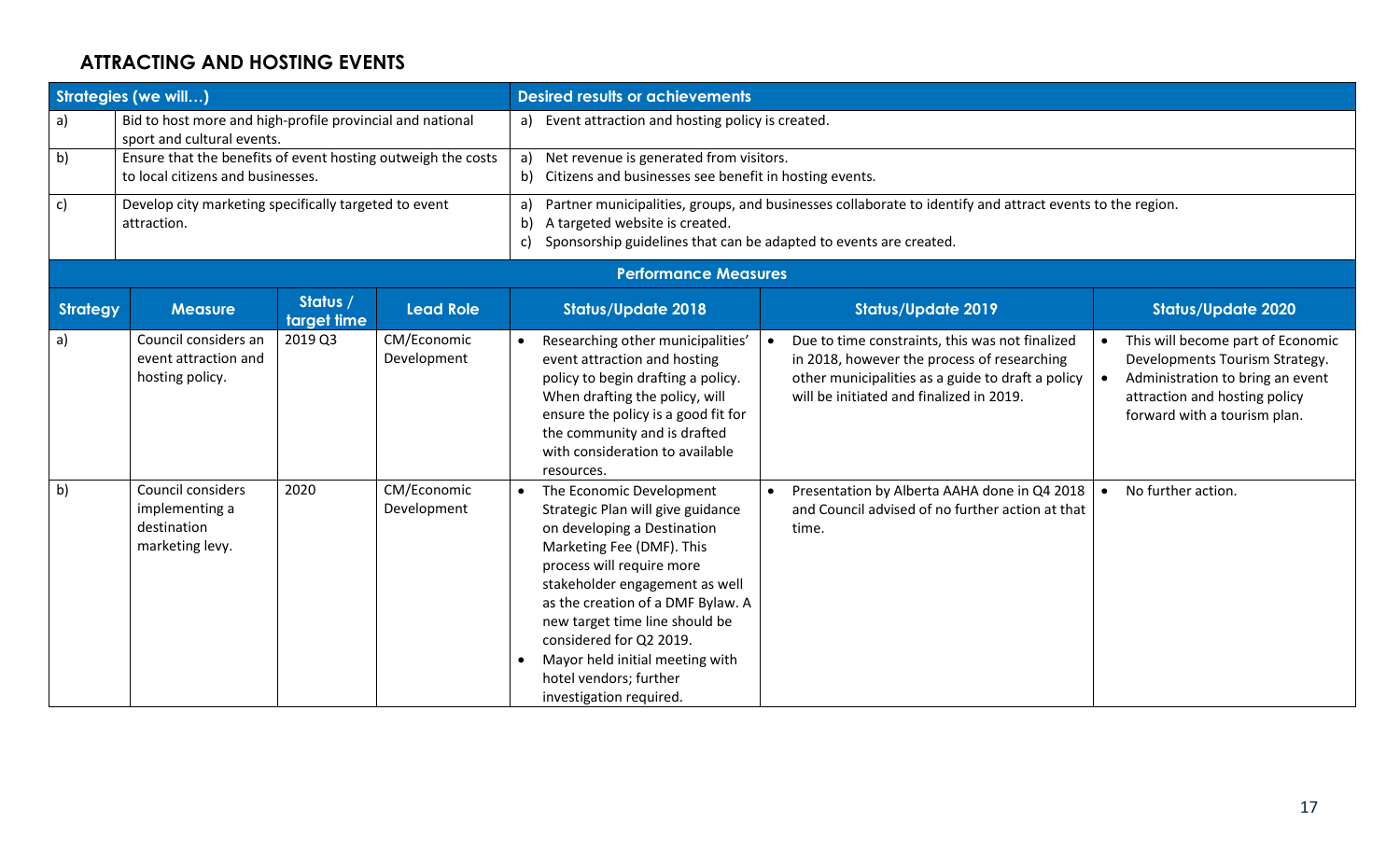## ATTRACTING AND HOSTING EVENTS

| Strategies (we will…) | | Desired results or achievements |
|---|---|---|
| a) | Bid to host more and high-profile provincial and national sport and cultural events. | a) Event attraction and hosting policy is created. |
| b) | Ensure that the benefits of event hosting outweigh the costs to local citizens and businesses. | a) Net revenue is generated from visitors.<br>b) Citizens and businesses see benefit in hosting events. |
| c) | Develop city marketing specifically targeted to event attraction. | a) Partner municipalities, groups, and businesses collaborate to identify and attract events to the region.<br>b) A targeted website is created.<br>c) Sponsorship guidelines that can be adapted to events are created. |

**Performance Measures**

| Strategy | Measure | Status / target time | Lead Role | Status/Update 2018 | Status/Update 2019 | Status/Update 2020 |
|---|---|---|---|---|---|---|
| a) | Council considers an event attraction and hosting policy. | 2019 Q3 | CM/Economic Development | • Researching other municipalities' event attraction and hosting policy to begin drafting a policy. When drafting the policy, will ensure the policy is a good fit for the community and is drafted with consideration to available resources. | • Due to time constraints, this was not finalized in 2018, however the process of researching other municipalities as a guide to draft a policy will be initiated and finalized in 2019. | • This will become part of Economic Developments Tourism Strategy.<br>• Administration to bring an event attraction and hosting policy forward with a tourism plan. |
| b) | Council considers implementing a destination marketing levy. | 2020 | CM/Economic Development | • The Economic Development Strategic Plan will give guidance on developing a Destination Marketing Fee (DMF). This process will require more stakeholder engagement as well as the creation of a DMF Bylaw. A new target time line should be considered for Q2 2019.<br>• Mayor held initial meeting with hotel vendors; further investigation required. | • Presentation by Alberta AAHA done in Q4 2018 and Council advised of no further action at that time. | • No further action. |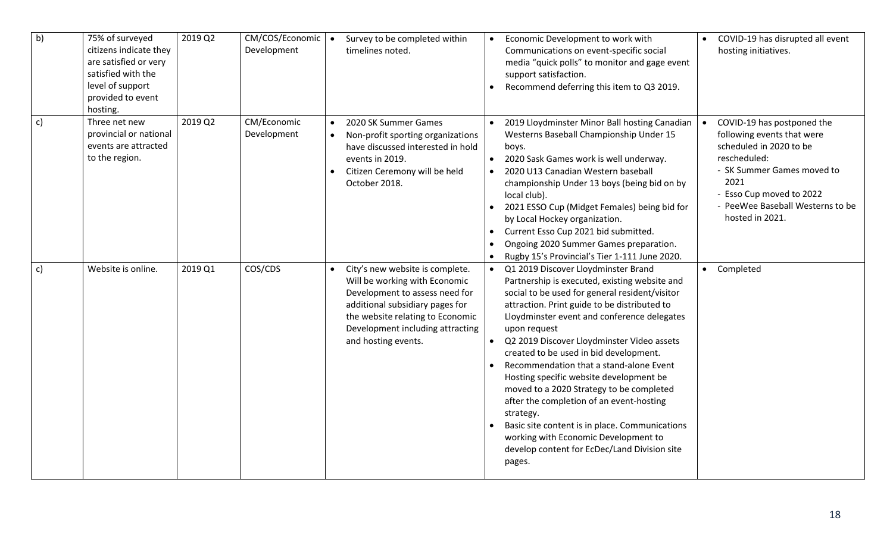| b) | 75% of surveyed citizens indicate they are satisfied or very satisfied with the level of support provided to event hosting. | 2019 Q2 | CM/COS/Economic Development | • Survey to be completed within timelines noted. | • Economic Development to work with Communications on event-specific social media "quick polls" to monitor and gage event support satisfaction.<br>• Recommend deferring this item to Q3 2019. | • COVID-19 has disrupted all event hosting initiatives. |
|---|---|---|---|---|---|---|
| c) | Three net new provincial or national events are attracted to the region. | 2019 Q2 | CM/Economic Development | • 2020 SK Summer Games<br>• Non-profit sporting organizations have discussed interested in hold events in 2019.<br>• Citizen Ceremony will be held October 2018. | • 2019 Lloydminster Minor Ball hosting Canadian Westerns Baseball Championship Under 15 boys.<br>• 2020 Sask Games work is well underway.<br>• 2020 U13 Canadian Western baseball championship Under 13 boys (being bid on by local club).<br>• 2021 ESSO Cup (Midget Females) being bid for by Local Hockey organization.<br>• Current Esso Cup 2021 bid submitted.<br>• Ongoing 2020 Summer Games preparation.<br>• Rugby 15's Provincial's Tier 1-111 June 2020. | • COVID-19 has postponed the following events that were scheduled in 2020 to be rescheduled:<br>- SK Summer Games moved to 2021<br>- Esso Cup moved to 2022<br>- PeeWee Baseball Westerns to be hosted in 2021. |
| c) | Website is online. | 2019 Q1 | COS/CDS | • City's new website is complete. Will be working with Economic Development to assess need for additional subsidiary pages for the website relating to Economic Development including attracting and hosting events. | • Q1 2019 Discover Lloydminster Brand Partnership is executed, existing website and social to be used for general resident/visitor attraction. Print guide to be distributed to Lloydminster event and conference delegates upon request<br>• Q2 2019 Discover Lloydminster Video assets created to be used in bid development.<br>• Recommendation that a stand-alone Event Hosting specific website development be moved to a 2020 Strategy to be completed after the completion of an event-hosting strategy.<br>• Basic site content is in place. Communications working with Economic Development to develop content for EcDec/Land Division site pages. | • Completed |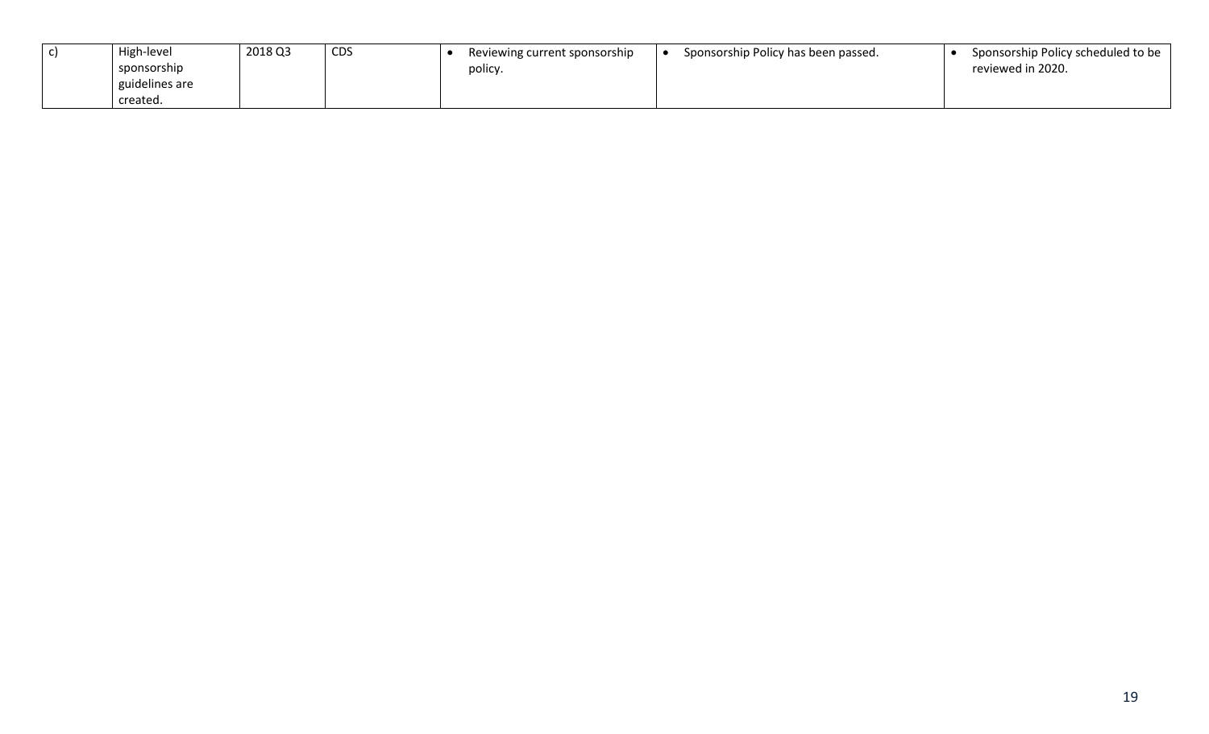| c) | High-level sponsorship guidelines are created. | 2018 Q3 | CDS | • Reviewing current sponsorship policy. | • Sponsorship Policy has been passed. | • Sponsorship Policy scheduled to be reviewed in 2020. |
|---|---|---|---|---|---|---|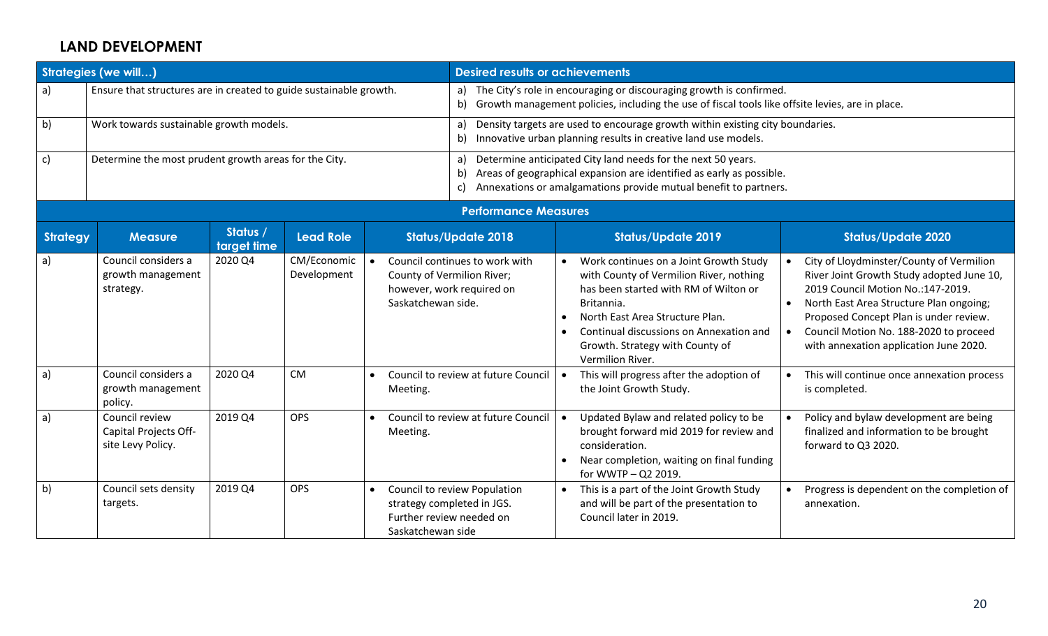## LAND DEVELOPMENT

| | Strategies (we will…) | Desired results or achievements |
|---|---|---|
| a) | Ensure that structures are in created to guide sustainable growth. | a) The City's role in encouraging or discouraging growth is confirmed.<br>b) Growth management policies, including the use of fiscal tools like offsite levies, are in place. |
| b) | Work towards sustainable growth models. | a) Density targets are used to encourage growth within existing city boundaries.<br>b) Innovative urban planning results in creative land use models. |
| c) | Determine the most prudent growth areas for the City. | a) Determine anticipated City land needs for the next 50 years.<br>b) Areas of geographical expansion are identified as early as possible.<br>c) Annexations or amalgamations provide mutual benefit to partners. |

**Performance Measures**

| Strategy | Measure | Status / target time | Lead Role | Status/Update 2018 | Status/Update 2019 | Status/Update 2020 |
|---|---|---|---|---|---|---|
| a) | Council considers a growth management strategy. | 2020 Q4 | CM/Economic Development | • Council continues to work with County of Vermilion River; however, work required on Saskatchewan side. | • Work continues on a Joint Growth Study with County of Vermilion River, nothing has been started with RM of Wilton or Britannia.<br>• North East Area Structure Plan.<br>• Continual discussions on Annexation and Growth. Strategy with County of Vermilion River. | • City of Lloydminster/County of Vermilion River Joint Growth Study adopted June 10, 2019 Council Motion No.:147-2019.<br>• North East Area Structure Plan ongoing; Proposed Concept Plan is under review.<br>• Council Motion No. 188-2020 to proceed with annexation application June 2020. |
| a) | Council considers a growth management policy. | 2020 Q4 | CM | • Council to review at future Council Meeting. | • This will progress after the adoption of the Joint Growth Study. | • This will continue once annexation process is completed. |
| a) | Council review Capital Projects Off-site Levy Policy. | 2019 Q4 | OPS | • Council to review at future Council Meeting. | • Updated Bylaw and related policy to be brought forward mid 2019 for review and consideration.<br>• Near completion, waiting on final funding for WWTP – Q2 2019. | • Policy and bylaw development are being finalized and information to be brought forward to Q3 2020. |
| b) | Council sets density targets. | 2019 Q4 | OPS | • Council to review Population strategy completed in JGS. Further review needed on Saskatchewan side | • This is a part of the Joint Growth Study and will be part of the presentation to Council later in 2019. | • Progress is dependent on the completion of annexation. |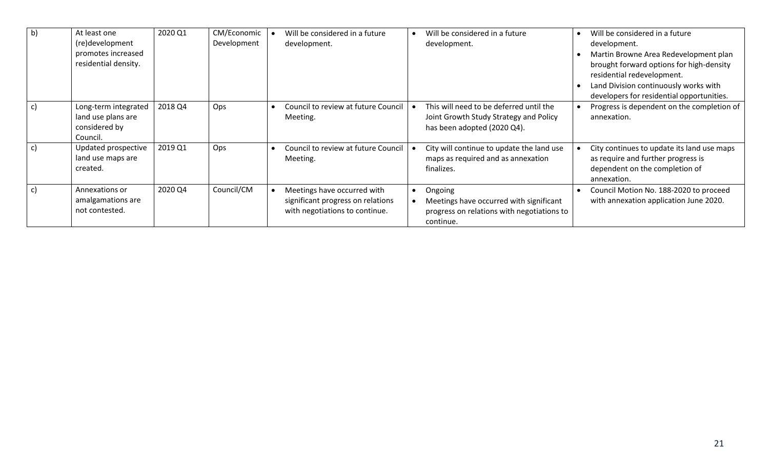| b) | At least one (re)development promotes increased residential density. | 2020 Q1 | CM/Economic Development | • Will be considered in a future development. | • Will be considered in a future development. | • Will be considered in a future development.<br>• Martin Browne Area Redevelopment plan brought forward options for high-density residential redevelopment.<br>• Land Division continuously works with developers for residential opportunities. |
|---|---|---|---|---|---|---|
| c) | Long-term integrated land use plans are considered by Council. | 2018 Q4 | Ops | • Council to review at future Council Meeting. | • This will need to be deferred until the Joint Growth Study Strategy and Policy has been adopted (2020 Q4). | • Progress is dependent on the completion of annexation. |
| c) | Updated prospective land use maps are created. | 2019 Q1 | Ops | • Council to review at future Council Meeting. | • City will continue to update the land use maps as required and as annexation finalizes. | • City continues to update its land use maps as require and further progress is dependent on the completion of annexation. |
| c) | Annexations or amalgamations are not contested. | 2020 Q4 | Council/CM | • Meetings have occurred with significant progress on relations with negotiations to continue. | • Ongoing<br>• Meetings have occurred with significant progress on relations with negotiations to continue. | • Council Motion No. 188-2020 to proceed with annexation application June 2020. |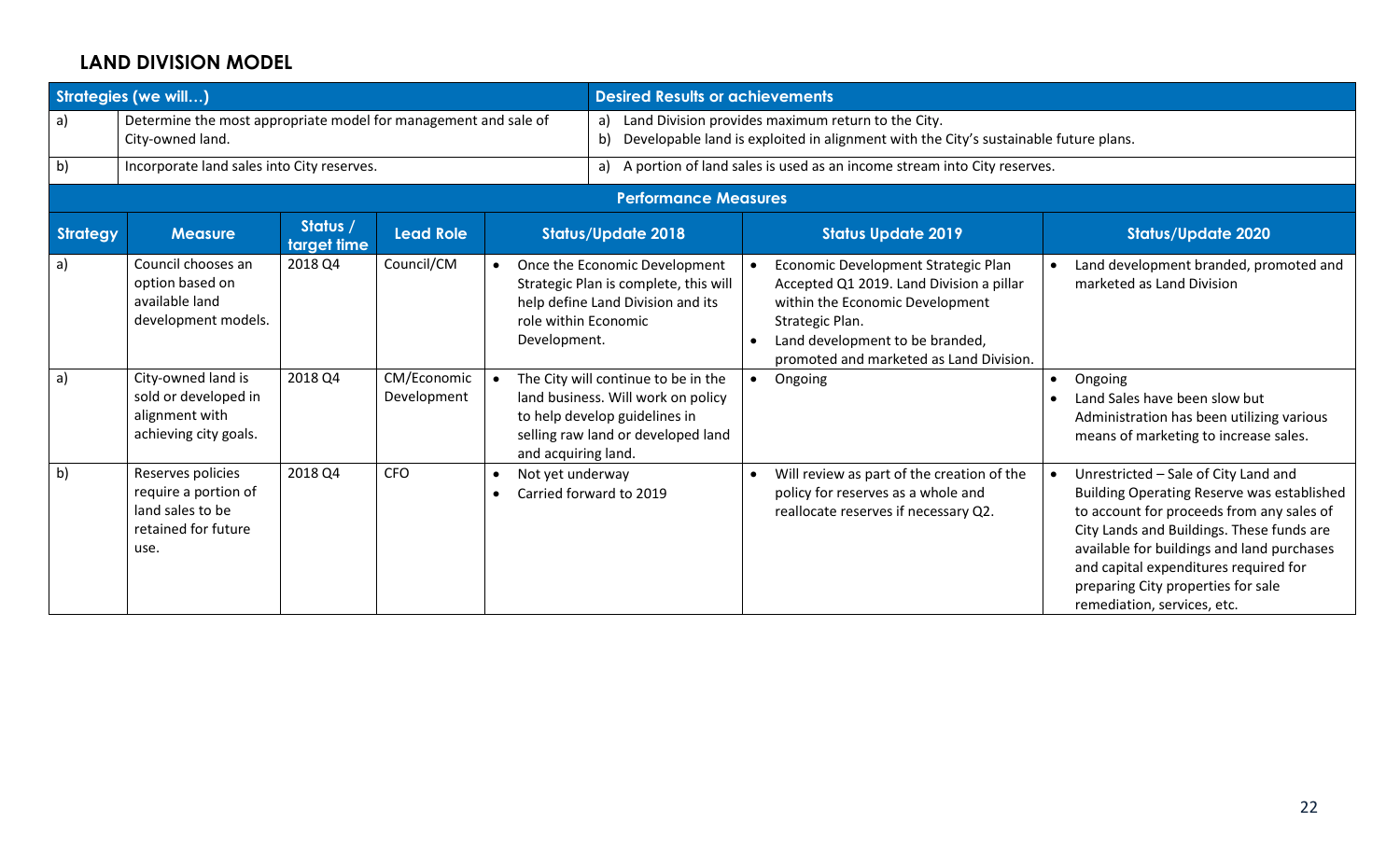## LAND DIVISION MODEL

| Strategies (we will…) | | Desired Results or achievements |
|---|---|---|
| a) | Determine the most appropriate model for management and sale of City-owned land. | a) Land Division provides maximum return to the City.<br>b) Developable land is exploited in alignment with the City's sustainable future plans. |
| b) | Incorporate land sales into City reserves. | a) A portion of land sales is used as an income stream into City reserves. |

**Performance Measures**

| Strategy | Measure | Status / target time | Lead Role | Status/Update 2018 | Status Update 2019 | Status/Update 2020 |
|---|---|---|---|---|---|---|
| a) | Council chooses an option based on available land development models. | 2018 Q4 | Council/CM | • Once the Economic Development Strategic Plan is complete, this will help define Land Division and its role within Economic Development. | • Economic Development Strategic Plan Accepted Q1 2019. Land Division a pillar within the Economic Development Strategic Plan.<br>• Land development to be branded, promoted and marketed as Land Division. | • Land development branded, promoted and marketed as Land Division |
| a) | City-owned land is sold or developed in alignment with achieving city goals. | 2018 Q4 | CM/Economic Development | • The City will continue to be in the land business. Will work on policy to help develop guidelines in selling raw land or developed land and acquiring land. | • Ongoing | • Ongoing<br>• Land Sales have been slow but Administration has been utilizing various means of marketing to increase sales. |
| b) | Reserves policies require a portion of land sales to be retained for future use. | 2018 Q4 | CFO | • Not yet underway<br>• Carried forward to 2019 | • Will review as part of the creation of the policy for reserves as a whole and reallocate reserves if necessary Q2. | • Unrestricted – Sale of City Land and Building Operating Reserve was established to account for proceeds from any sales of City Lands and Buildings. These funds are available for buildings and land purchases and capital expenditures required for preparing City properties for sale remediation, services, etc. |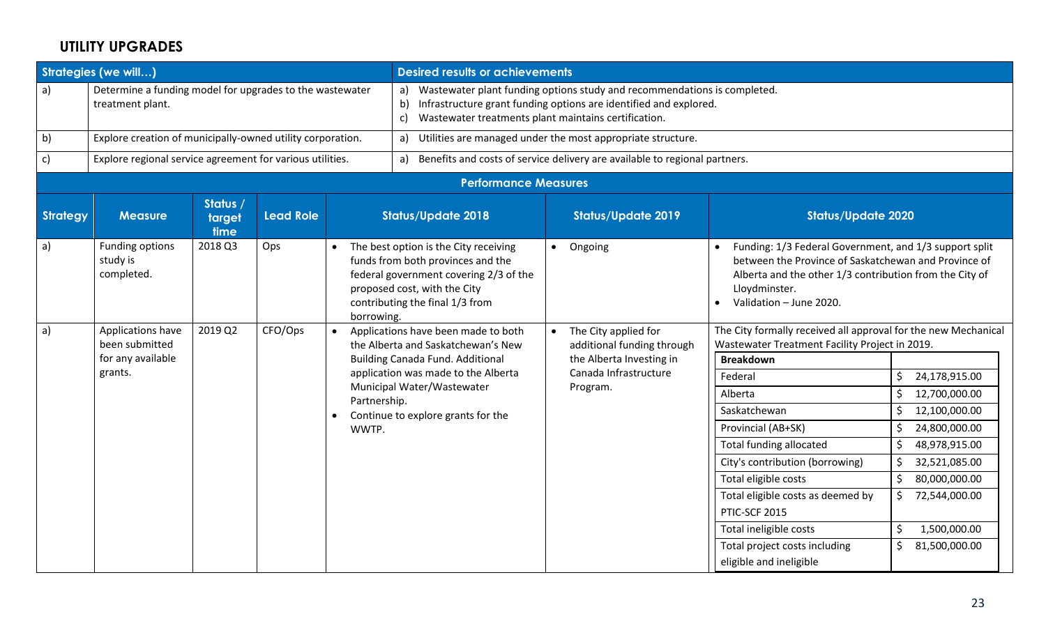## UTILITY UPGRADES

| Strategies (we will…) | | Desired results or achievements |
|---|---|---|
| a) | Determine a funding model for upgrades to the wastewater treatment plant. | a) Wastewater plant funding options study and recommendations is completed.<br>b) Infrastructure grant funding options are identified and explored.<br>c) Wastewater treatments plant maintains certification. |
| b) | Explore creation of municipally-owned utility corporation. | a) Utilities are managed under the most appropriate structure. |
| c) | Explore regional service agreement for various utilities. | a) Benefits and costs of service delivery are available to regional partners. |

**Performance Measures**

| Strategy | Measure | Status / target time | Lead Role | Status/Update 2018 | Status/Update 2019 | Status/Update 2020 |
|---|---|---|---|---|---|---|
| a) | Funding options study is completed. | 2018 Q3 | Ops | • The best option is the City receiving funds from both provinces and the federal government covering 2/3 of the proposed cost, with the City contributing the final 1/3 from borrowing. | • Ongoing | • Funding: 1/3 Federal Government, and 1/3 support split between the Province of Saskatchewan and Province of Alberta and the other 1/3 contribution from the City of Lloydminster.<br>• Validation – June 2020. |
| a) | Applications have been submitted for any available grants. | 2019 Q2 | CFO/Ops | • Applications have been made to both the Alberta and Saskatchewan's New Building Canada Fund. Additional application was made to the Alberta Municipal Water/Wastewater Partnership.<br>• Continue to explore grants for the WWTP. | • The City applied for additional funding through the Alberta Investing in Canada Infrastructure Program. | The City formally received all approval for the new Mechanical Wastewater Treatment Facility Project in 2019. (See breakdown below.) |

| Breakdown | |
|---|---|
| Federal | $ 24,178,915.00 |
| Alberta | $ 12,700,000.00 |
| Saskatchewan | $ 12,100,000.00 |
| Provincial (AB+SK) | $ 24,800,000.00 |
| Total funding allocated | $ 48,978,915.00 |
| City's contribution (borrowing) | $ 32,521,085.00 |
| Total eligible costs | $ 80,000,000.00 |
| Total eligible costs as deemed by PTIC-SCF 2015 | $ 72,544,000.00 |
| Total ineligible costs | $ 1,500,000.00 |
| Total project costs including eligible and ineligible | $ 81,500,000.00 |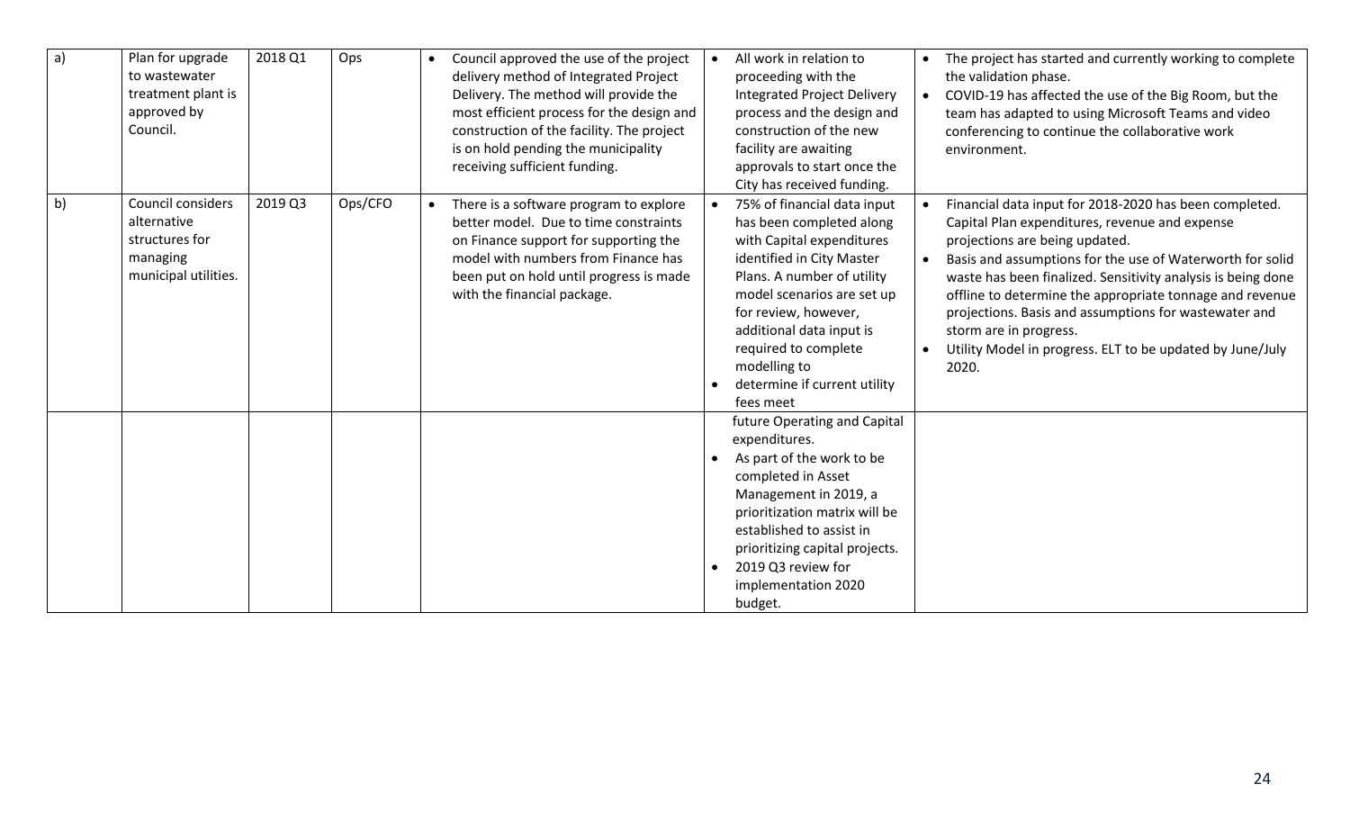| | | | | | | |
|---|---|---|---|---|---|---|
| a) | Plan for upgrade to wastewater treatment plant is approved by Council. | 2018 Q1 | Ops | • Council approved the use of the project delivery method of Integrated Project Delivery. The method will provide the most efficient process for the design and construction of the facility. The project is on hold pending the municipality receiving sufficient funding. | • All work in relation to proceeding with the Integrated Project Delivery process and the design and construction of the new facility are awaiting approvals to start once the City has received funding. | • The project has started and currently working to complete the validation phase.<br>• COVID-19 has affected the use of the Big Room, but the team has adapted to using Microsoft Teams and video conferencing to continue the collaborative work environment. |
| b) | Council considers alternative structures for managing municipal utilities. | 2019 Q3 | Ops/CFO | • There is a software program to explore better model. Due to time constraints on Finance support for supporting the model with numbers from Finance has been put on hold until progress is made with the financial package. | • 75% of financial data input has been completed along with Capital expenditures identified in City Master Plans. A number of utility model scenarios are set up for review, however, additional data input is required to complete modelling to<br>• determine if current utility fees meet | • Financial data input for 2018-2020 has been completed. Capital Plan expenditures, revenue and expense projections are being updated.<br>• Basis and assumptions for the use of Waterworth for solid waste has been finalized. Sensitivity analysis is being done offline to determine the appropriate tonnage and revenue projections. Basis and assumptions for wastewater and storm are in progress.<br>• Utility Model in progress. ELT to be updated by June/July 2020. |
| | | | | | future Operating and Capital expenditures.<br>• As part of the work to be completed in Asset Management in 2019, a prioritization matrix will be established to assist in prioritizing capital projects.<br>• 2019 Q3 review for implementation 2020 budget. | |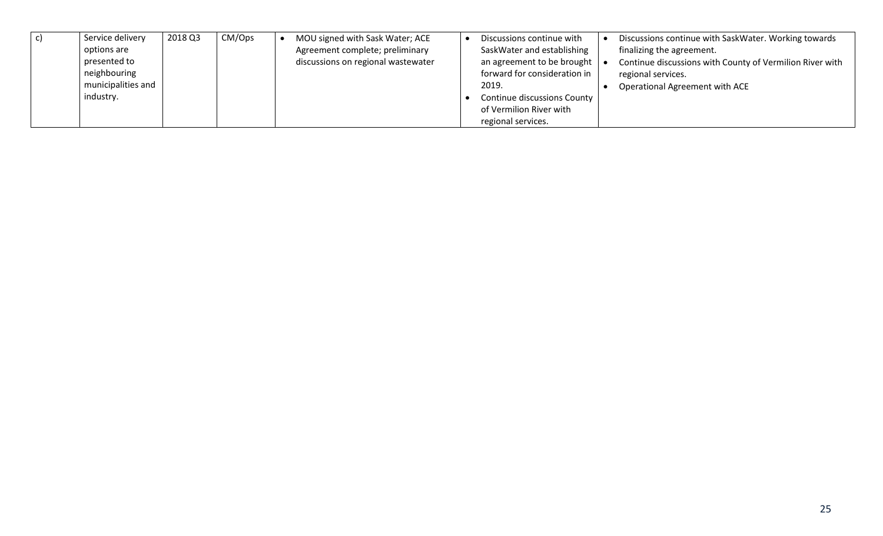| c) | Service delivery options are presented to neighbouring municipalities and industry. | 2018 Q3 | CM/Ops | • MOU signed with Sask Water; ACE Agreement complete; preliminary discussions on regional wastewater | • Discussions continue with SaskWater and establishing an agreement to be brought forward for consideration in 2019.<br>• Continue discussions County of Vermilion River with regional services. | • Discussions continue with SaskWater. Working towards finalizing the agreement.<br>• Continue discussions with County of Vermilion River with regional services.<br>• Operational Agreement with ACE |
|---|---|---|---|---|---|---|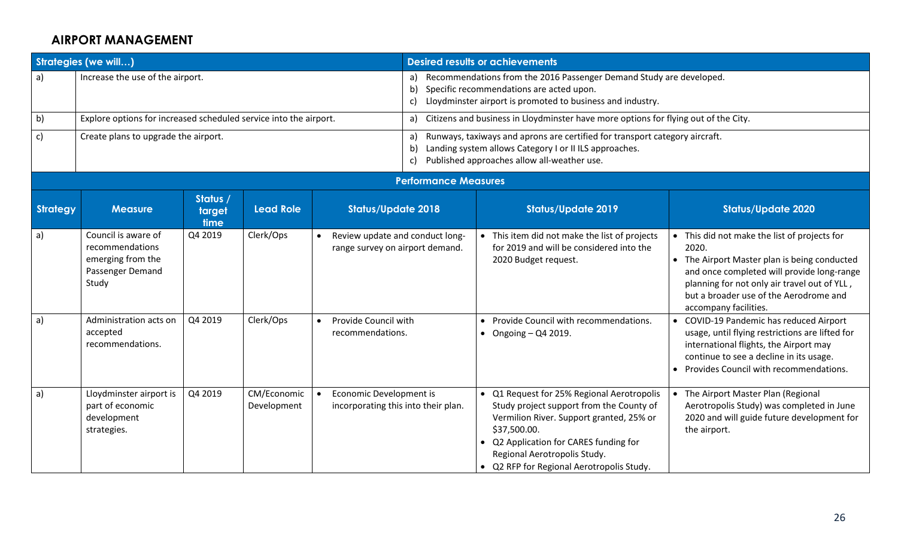## AIRPORT MANAGEMENT

| Strategies (we will…) | | Desired results or achievements |
|---|---|---|
| a) | Increase the use of the airport. | a) Recommendations from the 2016 Passenger Demand Study are developed.<br>b) Specific recommendations are acted upon.<br>c) Lloydminster airport is promoted to business and industry. |
| b) | Explore options for increased scheduled service into the airport. | a) Citizens and business in Lloydminster have more options for flying out of the City. |
| c) | Create plans to upgrade the airport. | a) Runways, taxiways and aprons are certified for transport category aircraft.<br>b) Landing system allows Category I or II ILS approaches.<br>c) Published approaches allow all-weather use. |

### Performance Measures

| Strategy | Measure | Status / target time | Lead Role | Status/Update 2018 | Status/Update 2019 | Status/Update 2020 |
|---|---|---|---|---|---|---|
| a) | Council is aware of recommendations emerging from the Passenger Demand Study | Q4 2019 | Clerk/Ops | • Review update and conduct long-range survey on airport demand. | • This item did not make the list of projects for 2019 and will be considered into the 2020 Budget request. | • This did not make the list of projects for 2020.<br>• The Airport Master plan is being conducted and once completed will provide long-range planning for not only air travel out of YLL , but a broader use of the Aerodrome and accompany facilities. |
| a) | Administration acts on accepted recommendations. | Q4 2019 | Clerk/Ops | • Provide Council with recommendations. | • Provide Council with recommendations.<br>• Ongoing – Q4 2019. | • COVID-19 Pandemic has reduced Airport usage, until flying restrictions are lifted for international flights, the Airport may continue to see a decline in its usage.<br>• Provides Council with recommendations. |
| a) | Lloydminster airport is part of economic development strategies. | Q4 2019 | CM/Economic Development | • Economic Development is incorporating this into their plan. | • Q1 Request for 25% Regional Aerotropolis Study project support from the County of Vermilion River. Support granted, 25% or $37,500.00.<br>• Q2 Application for CARES funding for Regional Aerotropolis Study.<br>• Q2 RFP for Regional Aerotropolis Study. | • The Airport Master Plan (Regional Aerotropolis Study) was completed in June 2020 and will guide future development for the airport. |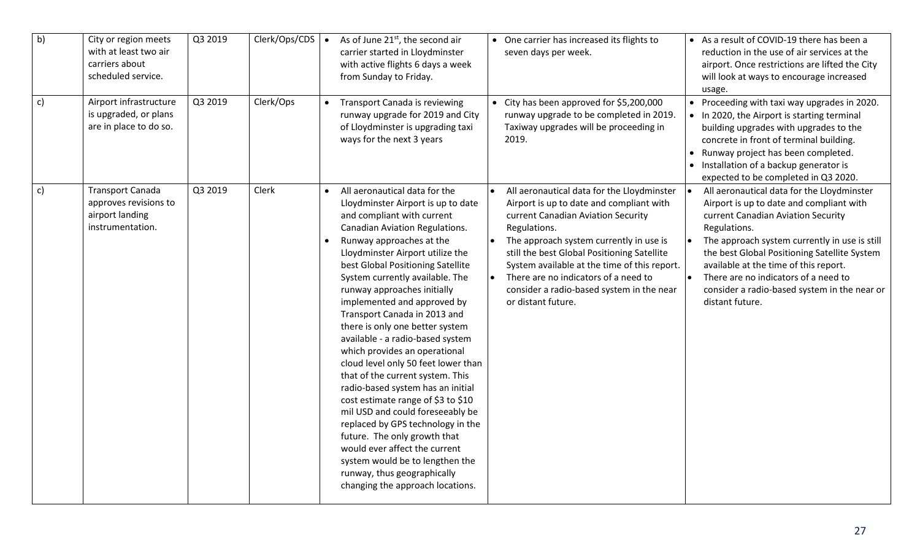| b) | City or region meets with at least two air carriers about scheduled service. | Q3 2019 | Clerk/Ops/CDS | • As of June 21st, the second air carrier started in Lloydminster with active flights 6 days a week from Sunday to Friday. | • One carrier has increased its flights to seven days per week. | • As a result of COVID-19 there has been a reduction in the use of air services at the airport. Once restrictions are lifted the City will look at ways to encourage increased usage. |
|---|---|---|---|---|---|---|
| c) | Airport infrastructure is upgraded, or plans are in place to do so. | Q3 2019 | Clerk/Ops | • Transport Canada is reviewing runway upgrade for 2019 and City of Lloydminster is upgrading taxi ways for the next 3 years | • City has been approved for $5,200,000 runway upgrade to be completed in 2019. Taxiway upgrades will be proceeding in 2019. | • Proceeding with taxi way upgrades in 2020.<br>• In 2020, the Airport is starting terminal building upgrades with upgrades to the concrete in front of terminal building.<br>• Runway project has been completed.<br>• Installation of a backup generator is expected to be completed in Q3 2020. |
| c) | Transport Canada approves revisions to airport landing instrumentation. | Q3 2019 | Clerk | • All aeronautical data for the Lloydminster Airport is up to date and compliant with current Canadian Aviation Regulations.<br>• Runway approaches at the Lloydminster Airport utilize the best Global Positioning Satellite System currently available. The runway approaches initially implemented and approved by Transport Canada in 2013 and there is only one better system available - a radio-based system which provides an operational cloud level only 50 feet lower than that of the current system. This radio-based system has an initial cost estimate range of $3 to $10 mil USD and could foreseeably be replaced by GPS technology in the future. The only growth that would ever affect the current system would be to lengthen the runway, thus geographically changing the approach locations. | • All aeronautical data for the Lloydminster Airport is up to date and compliant with current Canadian Aviation Security Regulations.<br>• The approach system currently in use is still the best Global Positioning Satellite System available at the time of this report.<br>• There are no indicators of a need to consider a radio-based system in the near or distant future. | • All aeronautical data for the Lloydminster Airport is up to date and compliant with current Canadian Aviation Security Regulations.<br>• The approach system currently in use is still the best Global Positioning Satellite System available at the time of this report.<br>• There are no indicators of a need to consider a radio-based system in the near or distant future. |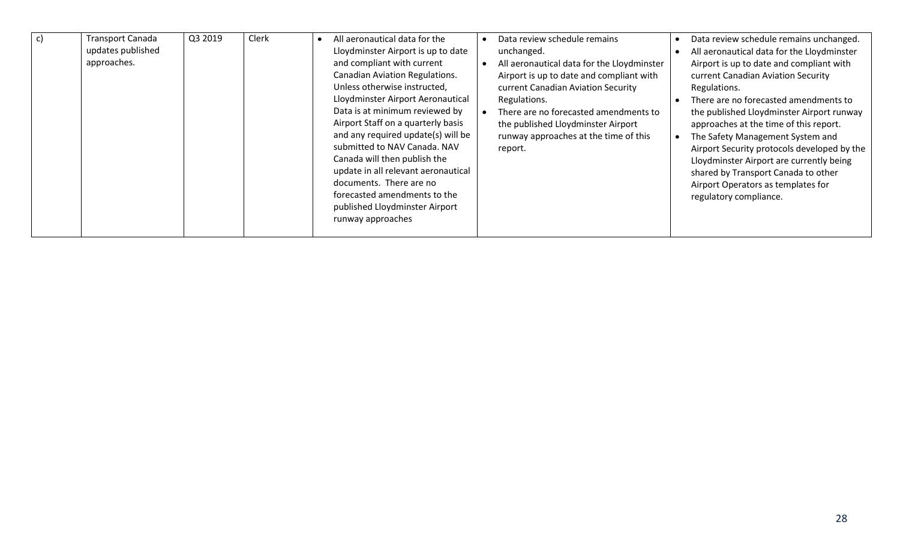| c) | Transport Canada updates published approaches. | Q3 2019 | Clerk | • All aeronautical data for the Lloydminster Airport is up to date and compliant with current Canadian Aviation Regulations. Unless otherwise instructed, Lloydminster Airport Aeronautical Data is at minimum reviewed by Airport Staff on a quarterly basis and any required update(s) will be submitted to NAV Canada. NAV Canada will then publish the update in all relevant aeronautical documents. There are no forecasted amendments to the published Lloydminster Airport runway approaches | • Data review schedule remains unchanged.<br>• All aeronautical data for the Lloydminster Airport is up to date and compliant with current Canadian Aviation Security Regulations.<br>• There are no forecasted amendments to the published Lloydminster Airport runway approaches at the time of this report. | • Data review schedule remains unchanged.<br>• All aeronautical data for the Lloydminster Airport is up to date and compliant with current Canadian Aviation Security Regulations.<br>• There are no forecasted amendments to the published Lloydminster Airport runway approaches at the time of this report.<br>• The Safety Management System and Airport Security protocols developed by the Lloydminster Airport are currently being shared by Transport Canada to other Airport Operators as templates for regulatory compliance. |
|---|---|---|---|---|---|---|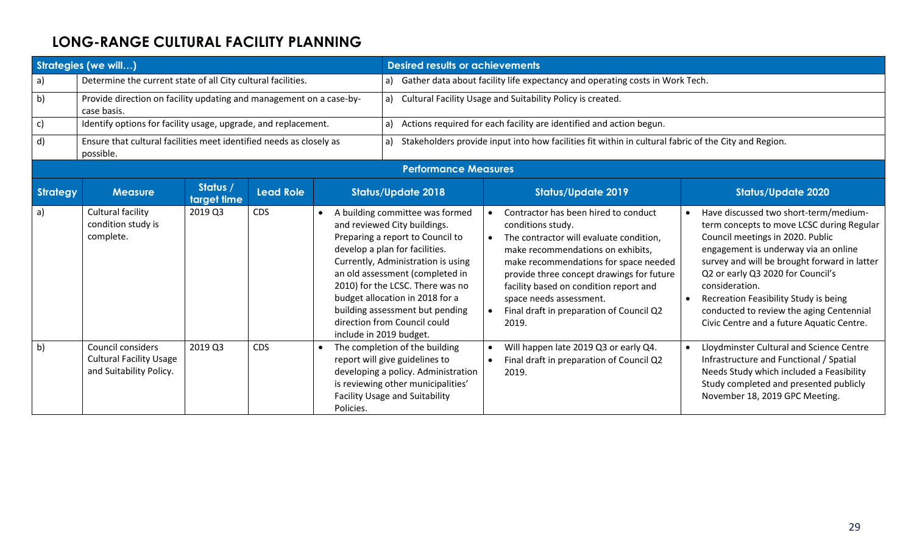## LONG-RANGE CULTURAL FACILITY PLANNING

| Strategies (we will…) | | Desired results or achievements |
|---|---|---|
| a) | Determine the current state of all City cultural facilities. | a) Gather data about facility life expectancy and operating costs in Work Tech. |
| b) | Provide direction on facility updating and management on a case-by-case basis. | a) Cultural Facility Usage and Suitability Policy is created. |
| c) | Identify options for facility usage, upgrade, and replacement. | a) Actions required for each facility are identified and action begun. |
| d) | Ensure that cultural facilities meet identified needs as closely as possible. | a) Stakeholders provide input into how facilities fit within in cultural fabric of the City and Region. |

**Performance Measures**

| Strategy | Measure | Status / target time | Lead Role | Status/Update 2018 | Status/Update 2019 | Status/Update 2020 |
|---|---|---|---|---|---|---|
| a) | Cultural facility condition study is complete. | 2019 Q3 | CDS | • A building committee was formed and reviewed City buildings. Preparing a report to Council to develop a plan for facilities. Currently, Administration is using an old assessment (completed in 2010) for the LCSC. There was no budget allocation in 2018 for a building assessment but pending direction from Council could include in 2019 budget. | • Contractor has been hired to conduct conditions study.<br>• The contractor will evaluate condition, make recommendations on exhibits, make recommendations for space needed provide three concept drawings for future facility based on condition report and space needs assessment.<br>• Final draft in preparation of Council Q2 2019. | • Have discussed two short-term/medium-term concepts to move LCSC during Regular Council meetings in 2020. Public engagement is underway via an online survey and will be brought forward in latter Q2 or early Q3 2020 for Council's consideration.<br>• Recreation Feasibility Study is being conducted to review the aging Centennial Civic Centre and a future Aquatic Centre. |
| b) | Council considers Cultural Facility Usage and Suitability Policy. | 2019 Q3 | CDS | • The completion of the building report will give guidelines to developing a policy. Administration is reviewing other municipalities' Facility Usage and Suitability Policies. | • Will happen late 2019 Q3 or early Q4.<br>• Final draft in preparation of Council Q2 2019. | • Lloydminster Cultural and Science Centre Infrastructure and Functional / Spatial Needs Study which included a Feasibility Study completed and presented publicly November 18, 2019 GPC Meeting. |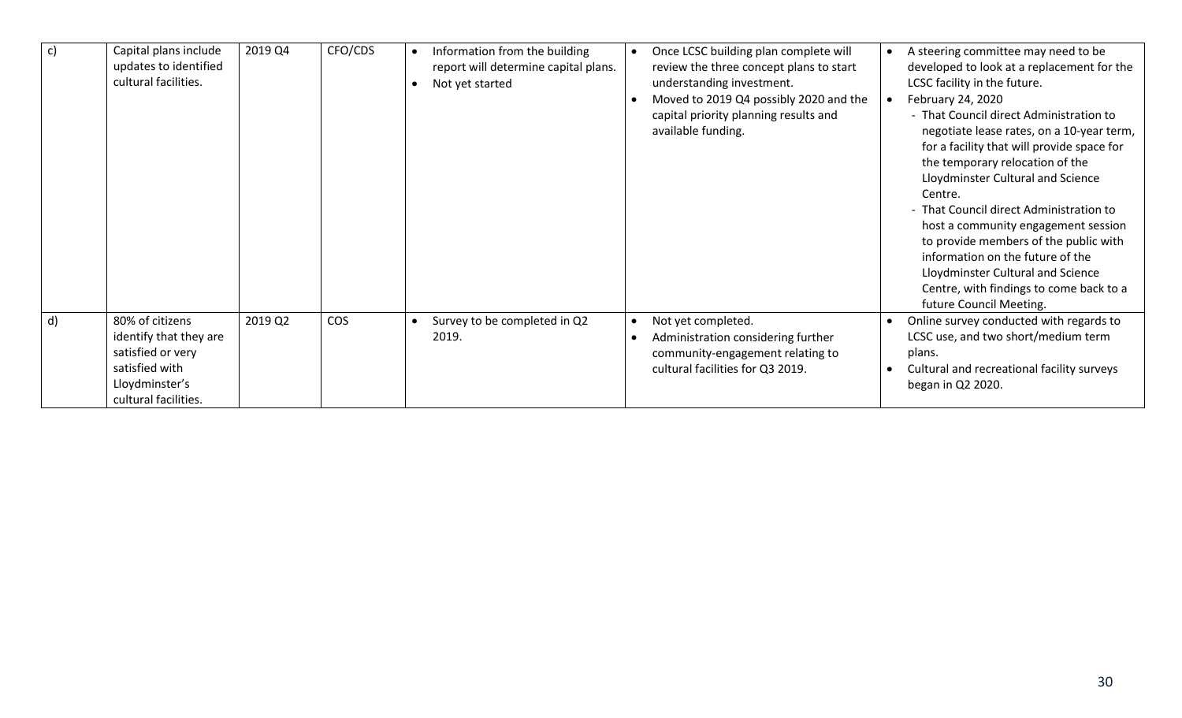| c) | Capital plans include updates to identified cultural facilities. | 2019 Q4 | CFO/CDS | • Information from the building report will determine capital plans.<br>• Not yet started | • Once LCSC building plan complete will review the three concept plans to start understanding investment.<br>• Moved to 2019 Q4 possibly 2020 and the capital priority planning results and available funding. | • A steering committee may need to be developed to look at a replacement for the LCSC facility in the future.<br>• February 24, 2020<br>- That Council direct Administration to negotiate lease rates, on a 10-year term, for a facility that will provide space for the temporary relocation of the Lloydminster Cultural and Science Centre.<br>- That Council direct Administration to host a community engagement session to provide members of the public with information on the future of the Lloydminster Cultural and Science Centre, with findings to come back to a future Council Meeting. |
|---|---|---|---|---|---|---|
| d) | 80% of citizens identify that they are satisfied or very satisfied with Lloydminster's cultural facilities. | 2019 Q2 | COS | • Survey to be completed in Q2 2019. | • Not yet completed.<br>• Administration considering further community-engagement relating to cultural facilities for Q3 2019. | • Online survey conducted with regards to LCSC use, and two short/medium term plans.<br>• Cultural and recreational facility surveys began in Q2 2020. |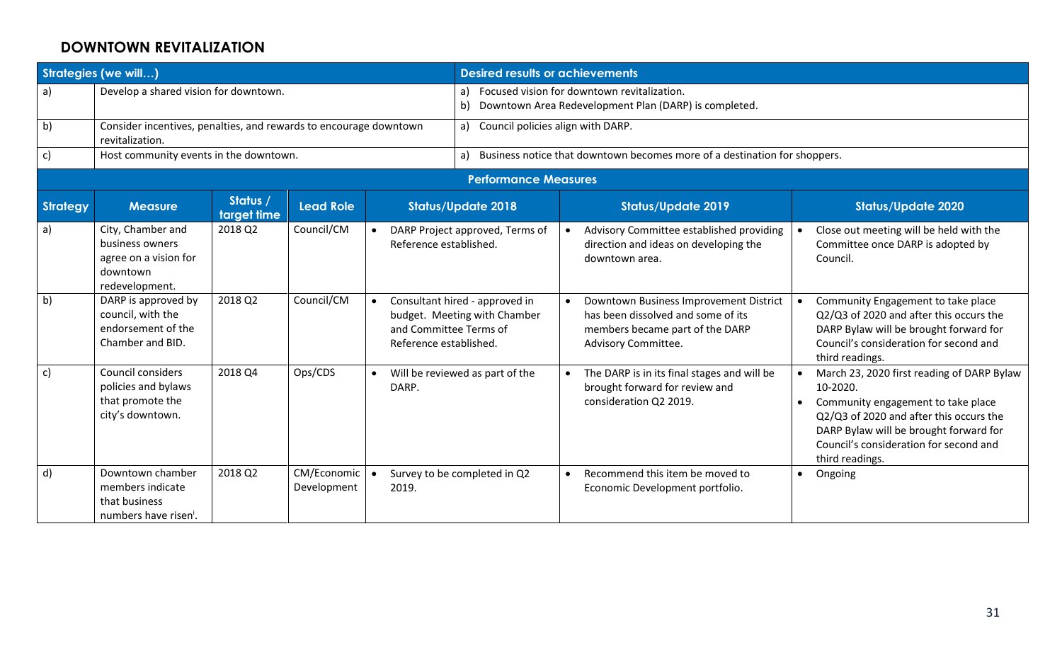## DOWNTOWN REVITALIZATION

| Strategies (we will…) | | Desired results or achievements |
|---|---|---|
| a) | Develop a shared vision for downtown. | a) Focused vision for downtown revitalization.<br>b) Downtown Area Redevelopment Plan (DARP) is completed. |
| b) | Consider incentives, penalties, and rewards to encourage downtown revitalization. | a) Council policies align with DARP. |
| c) | Host community events in the downtown. | a) Business notice that downtown becomes more of a destination for shoppers. |

**Performance Measures**

| Strategy | Measure | Status / target time | Lead Role | Status/Update 2018 | Status/Update 2019 | Status/Update 2020 |
|---|---|---|---|---|---|---|
| a) | City, Chamber and business owners agree on a vision for downtown redevelopment. | 2018 Q2 | Council/CM | • DARP Project approved, Terms of Reference established. | • Advisory Committee established providing direction and ideas on developing the downtown area. | • Close out meeting will be held with the Committee once DARP is adopted by Council. |
| b) | DARP is approved by council, with the endorsement of the Chamber and BID. | 2018 Q2 | Council/CM | • Consultant hired - approved in budget. Meeting with Chamber and Committee Terms of Reference established. | • Downtown Business Improvement District has been dissolved and some of its members became part of the DARP Advisory Committee. | • Community Engagement to take place Q2/Q3 of 2020 and after this occurs the DARP Bylaw will be brought forward for Council's consideration for second and third readings. |
| c) | Council considers policies and bylaws that promote the city's downtown. | 2018 Q4 | Ops/CDS | • Will be reviewed as part of the DARP. | • The DARP is in its final stages and will be brought forward for review and consideration Q2 2019. | • March 23, 2020 first reading of DARP Bylaw 10-2020.<br>• Community engagement to take place Q2/Q3 of 2020 and after this occurs the DARP Bylaw will be brought forward for Council's consideration for second and third readings. |
| d) | Downtown chamber members indicate that business numbers have risen[i]. | 2018 Q2 | CM/Economic Development | • Survey to be completed in Q2 2019. | • Recommend this item be moved to Economic Development portfolio. | • Ongoing |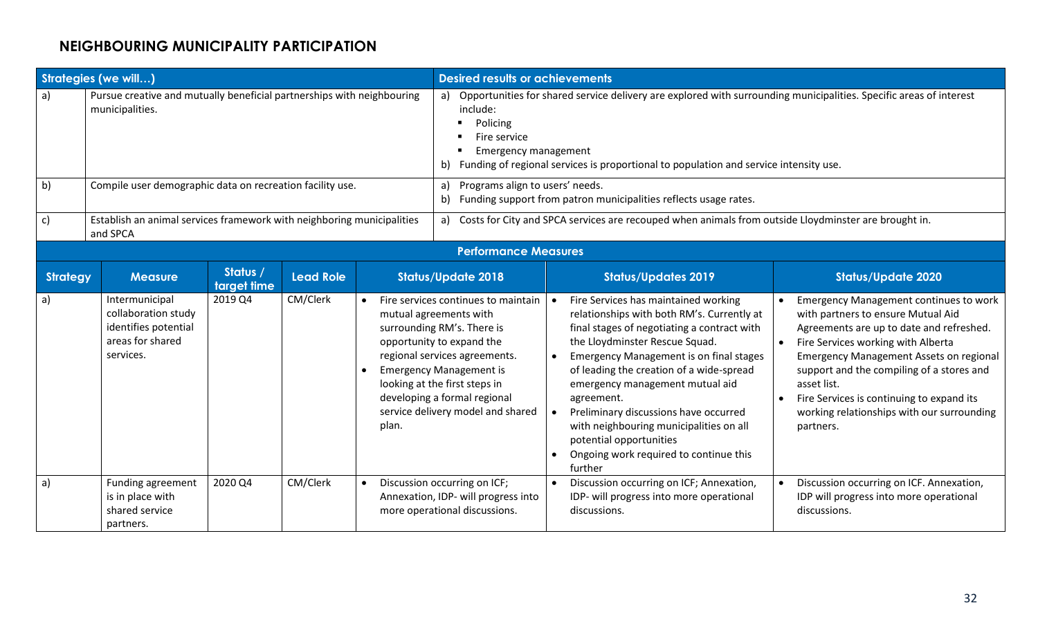## NEIGHBOURING MUNICIPALITY PARTICIPATION

| Strategies (we will…) | | Desired results or achievements |
|---|---|---|
| a) | Pursue creative and mutually beneficial partnerships with neighbouring municipalities. | a) Opportunities for shared service delivery are explored with surrounding municipalities. Specific areas of interest include:<br>▪ Policing<br>▪ Fire service<br>▪ Emergency management<br>b) Funding of regional services is proportional to population and service intensity use. |
| b) | Compile user demographic data on recreation facility use. | a) Programs align to users' needs.<br>b) Funding support from patron municipalities reflects usage rates. |
| c) | Establish an animal services framework with neighboring municipalities and SPCA | a) Costs for City and SPCA services are recouped when animals from outside Lloydminster are brought in. |

**Performance Measures**

| Strategy | Measure | Status / target time | Lead Role | Status/Update 2018 | Status/Updates 2019 | Status/Update 2020 |
|---|---|---|---|---|---|---|
| a) | Intermunicipal collaboration study identifies potential areas for shared services. | 2019 Q4 | CM/Clerk | • Fire services continues to maintain mutual agreements with surrounding RM's. There is opportunity to expand the regional services agreements.<br>• Emergency Management is looking at the first steps in developing a formal regional service delivery model and shared plan. | • Fire Services has maintained working relationships with both RM's. Currently at final stages of negotiating a contract with the Lloydminster Rescue Squad.<br>• Emergency Management is on final stages of leading the creation of a wide-spread emergency management mutual aid agreement.<br>• Preliminary discussions have occurred with neighbouring municipalities on all potential opportunities<br>• Ongoing work required to continue this further | • Emergency Management continues to work with partners to ensure Mutual Aid Agreements are up to date and refreshed.<br>• Fire Services working with Alberta Emergency Management Assets on regional support and the compiling of a stores and asset list.<br>• Fire Services is continuing to expand its working relationships with our surrounding partners. |
| a) | Funding agreement is in place with shared service partners. | 2020 Q4 | CM/Clerk | • Discussion occurring on ICF; Annexation, IDP- will progress into more operational discussions. | • Discussion occurring on ICF; Annexation, IDP- will progress into more operational discussions. | • Discussion occurring on ICF. Annexation, IDP will progress into more operational discussions. |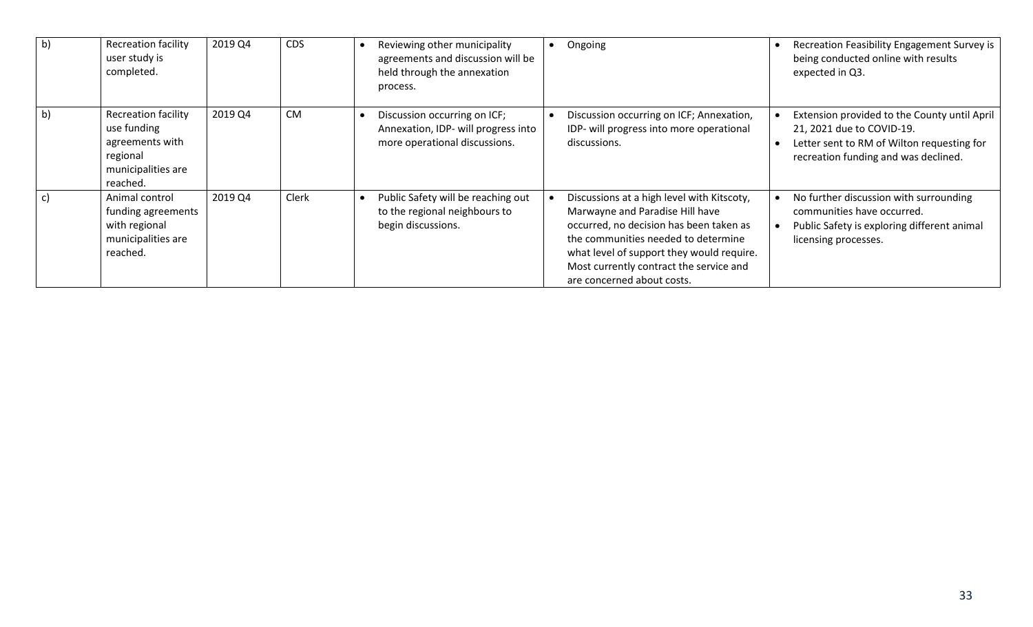| b) | Recreation facility user study is completed. | 2019 Q4 | CDS | • Reviewing other municipality agreements and discussion will be held through the annexation process. | • Ongoing | • Recreation Feasibility Engagement Survey is being conducted online with results expected in Q3. |
|---|---|---|---|---|---|---|
| b) | Recreation facility use funding agreements with regional municipalities are reached. | 2019 Q4 | CM | • Discussion occurring on ICF; Annexation, IDP- will progress into more operational discussions. | • Discussion occurring on ICF; Annexation, IDP- will progress into more operational discussions. | • Extension provided to the County until April 21, 2021 due to COVID-19.<br>• Letter sent to RM of Wilton requesting for recreation funding and was declined. |
| c) | Animal control funding agreements with regional municipalities are reached. | 2019 Q4 | Clerk | • Public Safety will be reaching out to the regional neighbours to begin discussions. | • Discussions at a high level with Kitscoty, Marwayne and Paradise Hill have occurred, no decision has been taken as the communities needed to determine what level of support they would require. Most currently contract the service and are concerned about costs. | • No further discussion with surrounding communities have occurred.<br>• Public Safety is exploring different animal licensing processes. |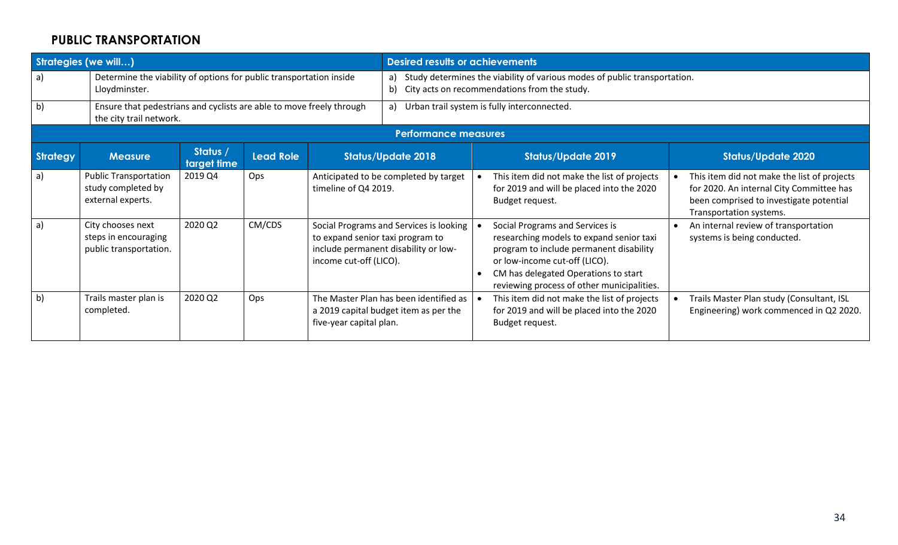## PUBLIC TRANSPORTATION

| Strategies (we will…) | | Desired results or achievements |
|---|---|---|
| a) | Determine the viability of options for public transportation inside Lloydminster. | a) Study determines the viability of various modes of public transportation.<br>b) City acts on recommendations from the study. |
| b) | Ensure that pedestrians and cyclists are able to move freely through the city trail network. | a) Urban trail system is fully interconnected. |

**Performance measures**

| Strategy | Measure | Status / target time | Lead Role | Status/Update 2018 | Status/Update 2019 | Status/Update 2020 |
|---|---|---|---|---|---|---|
| a) | Public Transportation study completed by external experts. | 2019 Q4 | Ops | Anticipated to be completed by target timeline of Q4 2019. | • This item did not make the list of projects for 2019 and will be placed into the 2020 Budget request. | • This item did not make the list of projects for 2020. An internal City Committee has been comprised to investigate potential Transportation systems. |
| a) | City chooses next steps in encouraging public transportation. | 2020 Q2 | CM/CDS | Social Programs and Services is looking to expand senior taxi program to include permanent disability or low-income cut-off (LICO). | • Social Programs and Services is researching models to expand senior taxi program to include permanent disability or low-income cut-off (LICO).<br>• CM has delegated Operations to start reviewing process of other municipalities. | • An internal review of transportation systems is being conducted. |
| b) | Trails master plan is completed. | 2020 Q2 | Ops | The Master Plan has been identified as a 2019 capital budget item as per the five-year capital plan. | • This item did not make the list of projects for 2019 and will be placed into the 2020 Budget request. | • Trails Master Plan study (Consultant, ISL Engineering) work commenced in Q2 2020. |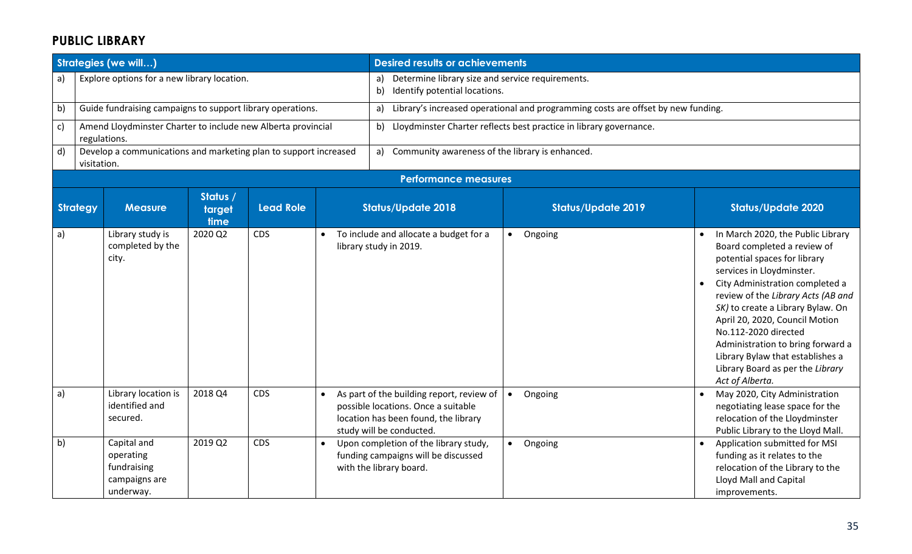## PUBLIC LIBRARY

| | Strategies (we will…) | Desired results or achievements |
|---|---|---|
| a) | Explore options for a new library location. | a) Determine library size and service requirements.<br>b) Identify potential locations. |
| b) | Guide fundraising campaigns to support library operations. | a) Library's increased operational and programming costs are offset by new funding. |
| c) | Amend Lloydminster Charter to include new Alberta provincial regulations. | b) Lloydminster Charter reflects best practice in library governance. |
| d) | Develop a communications and marketing plan to support increased visitation. | a) Community awareness of the library is enhanced. |

**Performance measures**

| Strategy | Measure | Status / target time | Lead Role | Status/Update 2018 | Status/Update 2019 | Status/Update 2020 |
|---|---|---|---|---|---|---|
| a) | Library study is completed by the city. | 2020 Q2 | CDS | • To include and allocate a budget for a library study in 2019. | • Ongoing | • In March 2020, the Public Library Board completed a review of potential spaces for library services in Lloydminster.<br>• City Administration completed a review of the *Library Acts (AB and SK)* to create a Library Bylaw. On April 20, 2020, Council Motion No.112-2020 directed Administration to bring forward a Library Bylaw that establishes a Library Board as per the *Library Act of Alberta.* |
| a) | Library location is identified and secured. | 2018 Q4 | CDS | • As part of the building report, review of possible locations. Once a suitable location has been found, the library study will be conducted. | • Ongoing | • May 2020, City Administration negotiating lease space for the relocation of the Lloydminster Public Library to the Lloyd Mall. |
| b) | Capital and operating fundraising campaigns are underway. | 2019 Q2 | CDS | • Upon completion of the library study, funding campaigns will be discussed with the library board. | • Ongoing | • Application submitted for MSI funding as it relates to the relocation of the Library to the Lloyd Mall and Capital improvements. |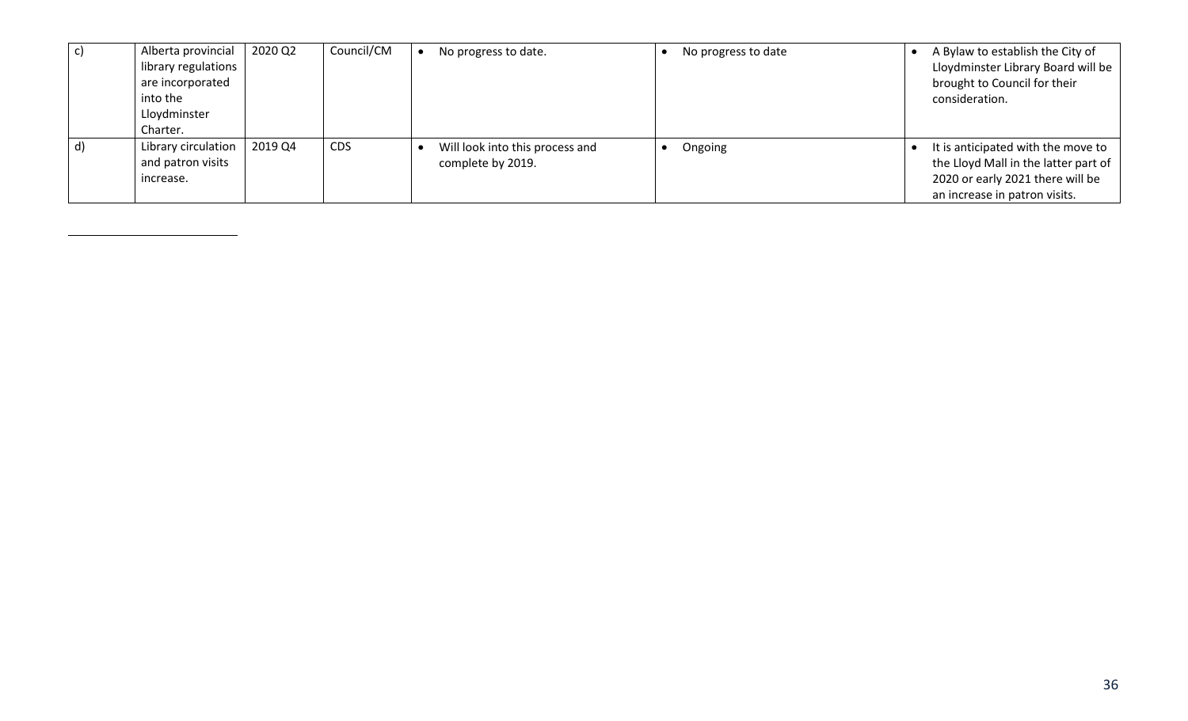| | | | | | | |
|---|---|---|---|---|---|---|
| c) | Alberta provincial library regulations are incorporated into the Lloydminster Charter. | 2020 Q2 | Council/CM | • No progress to date. | • No progress to date | • A Bylaw to establish the City of Lloydminster Library Board will be brought to Council for their consideration. |
| d) | Library circulation and patron visits increase. | 2019 Q4 | CDS | • Will look into this process and complete by 2019. | • Ongoing | • It is anticipated with the move to the Lloyd Mall in the latter part of 2020 or early 2021 there will be an increase in patron visits. |